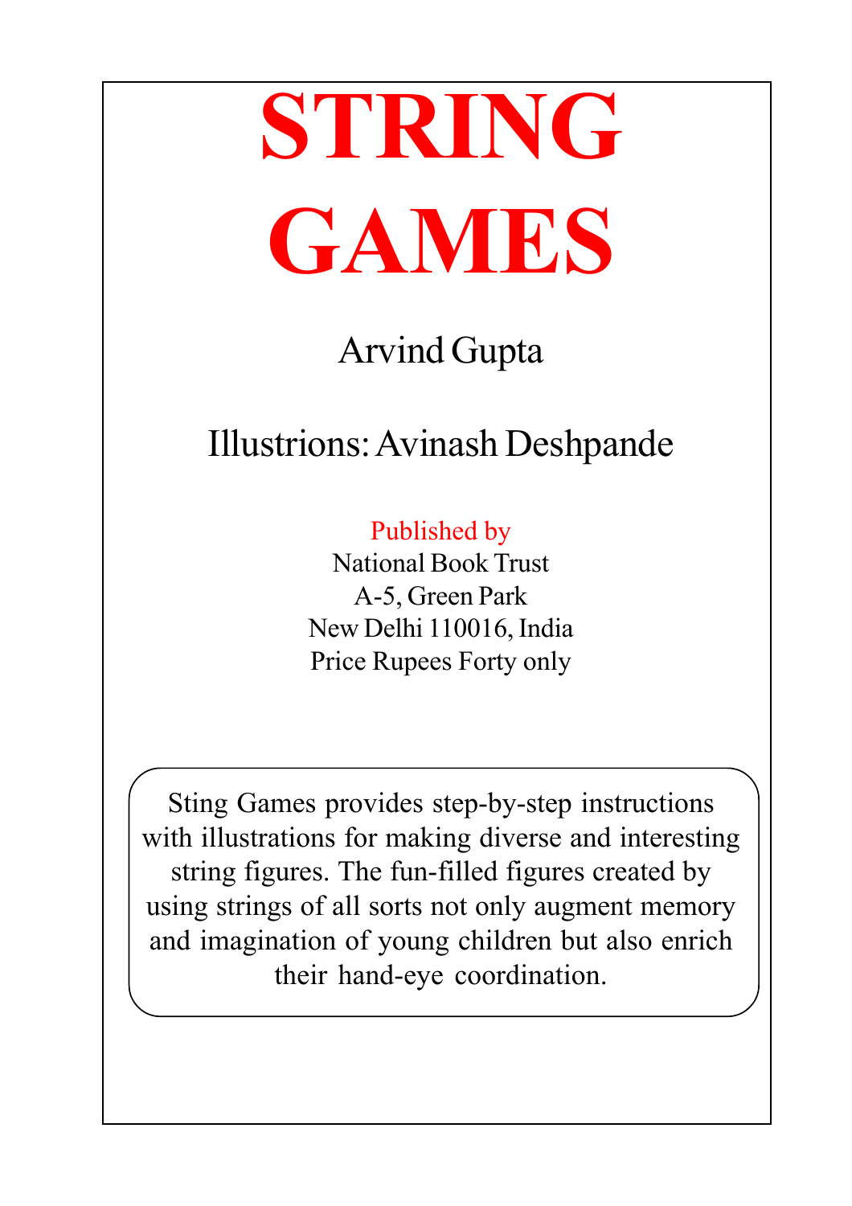# STRING GAMES

Arvind Gupta

Illustrions: Avinash Deshpande

Published by
National Book Trust
A-5, Green Park
New Delhi 110016, India
Price Rupees Forty only

Sting Games provides step-by-step instructions with illustrations for making diverse and interesting string figures. The fun-filled figures created by using strings of all sorts not only augment memory and imagination of young children but also enrich their hand-eye coordination.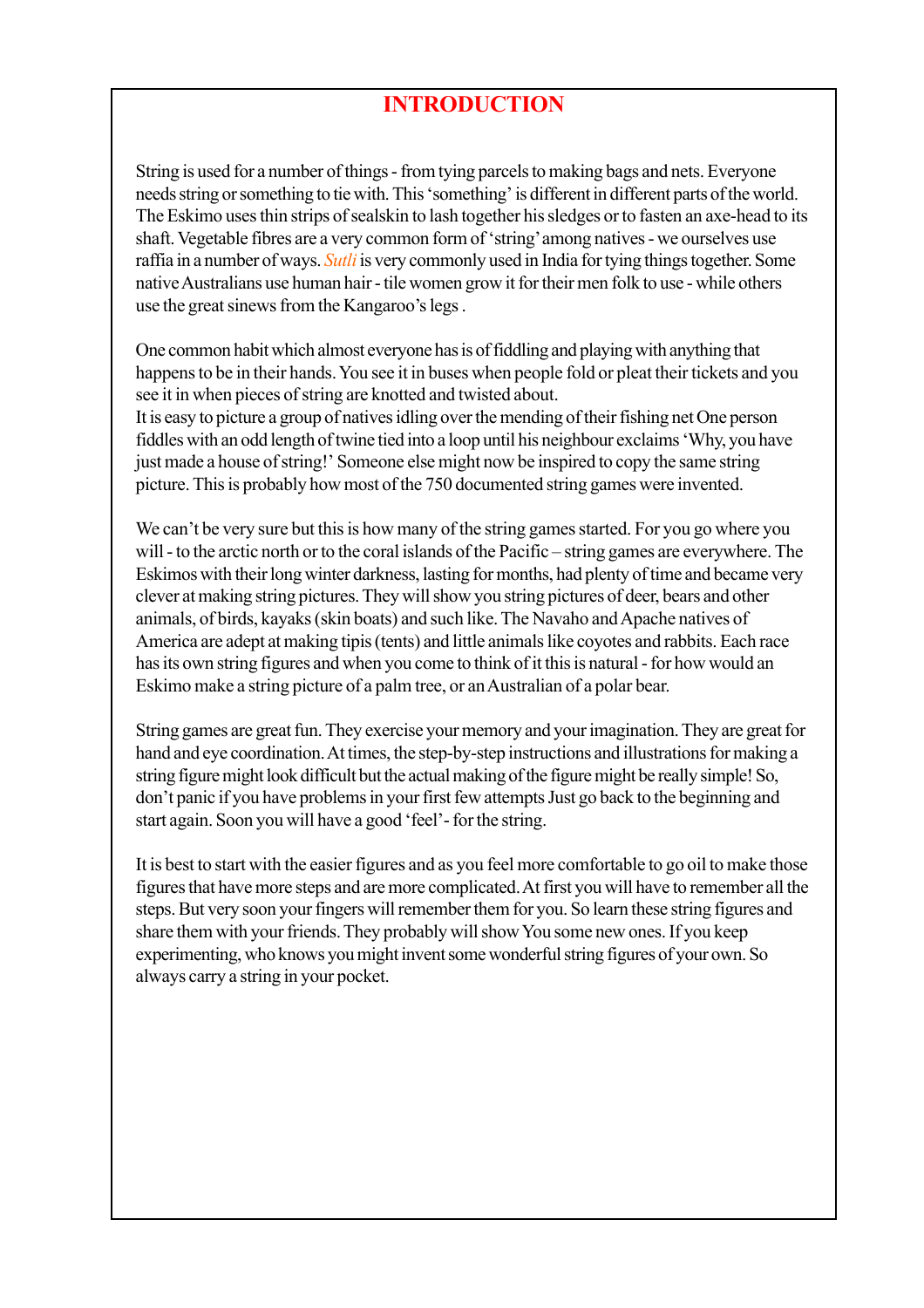# INTRODUCTION

String is used for a number of things - from tying parcels to making bags and nets. Everyone needs string or something to tie with. This 'something' is different in different parts of the world. The Eskimo uses thin strips of sealskin to lash together his sledges or to fasten an axe-head to its shaft. Vegetable fibres are a very common form of 'string' among natives - we ourselves use raffia in a number of ways. *Sutli* is very commonly used in India for tying things together. Some native Australians use human hair - tile women grow it for their men folk to use - while others use the great sinews from the Kangaroo's legs .

One common habit which almost everyone has is of fiddling and playing with anything that happens to be in their hands. You see it in buses when people fold or pleat their tickets and you see it in when pieces of string are knotted and twisted about.
It is easy to picture a group of natives idling over the mending of their fishing net One person fiddles with an odd length of twine tied into a loop until his neighbour exclaims 'Why, you have just made a house of string!' Someone else might now be inspired to copy the same string picture. This is probably how most of the 750 documented string games were invented.

We can't be very sure but this is how many of the string games started. For you go where you will - to the arctic north or to the coral islands of the Pacific – string games are everywhere. The Eskimos with their long winter darkness, lasting for months, had plenty of time and became very clever at making string pictures. They will show you string pictures of deer, bears and other animals, of birds, kayaks (skin boats) and such like. The Navaho and Apache natives of America are adept at making tipis (tents) and little animals like coyotes and rabbits. Each race has its own string figures and when you come to think of it this is natural - for how would an Eskimo make a string picture of a palm tree, or an Australian of a polar bear.

String games are great fun. They exercise your memory and your imagination. They are great for hand and eye coordination. At times, the step-by-step instructions and illustrations for making a string figure might look difficult but the actual making of the figure might be really simple! So, don't panic if you have problems in your first few attempts Just go back to the beginning and start again. Soon you will have a good 'feel'- for the string.

It is best to start with the easier figures and as you feel more comfortable to go oil to make those figures that have more steps and are more complicated. At first you will have to remember all the steps. But very soon your fingers will remember them for you. So learn these string figures and share them with your friends. They probably will show You some new ones. If you keep experimenting, who knows you might invent some wonderful string figures of your own. So always carry a string in your pocket.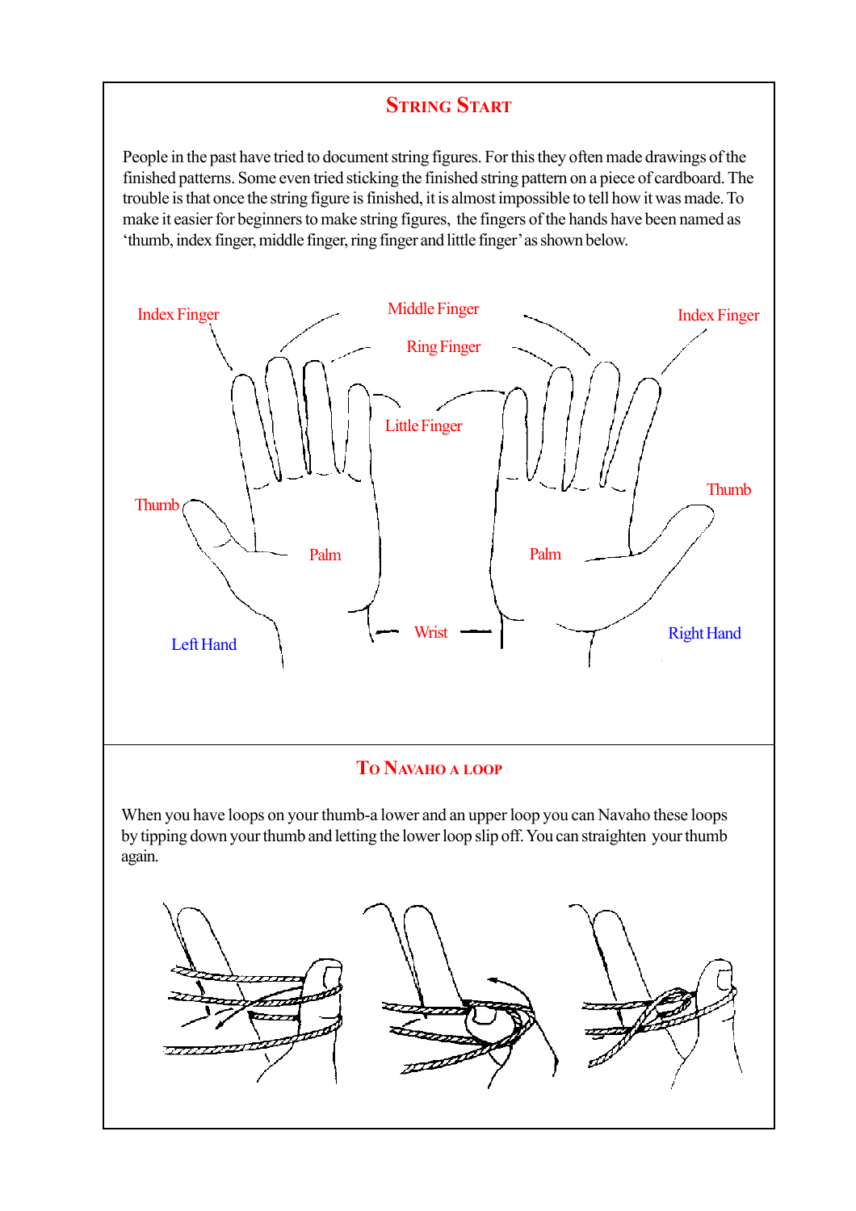## String Start

People in the past have tried to document string figures. For this they often made drawings of the finished patterns. Some even tried sticking the finished string pattern on a piece of cardboard. The trouble is that once the string figure is finished, it is almost impossible to tell how it was made. To make it easier for beginners to make string figures, the fingers of the hands have been named as 'thumb, index finger, middle finger, ring finger and little finger' as shown below.

## To Navaho a loop

When you have loops on your thumb-a lower and an upper loop you can Navaho these loops by tipping down your thumb and letting the lower loop slip off. You can straighten your thumb again.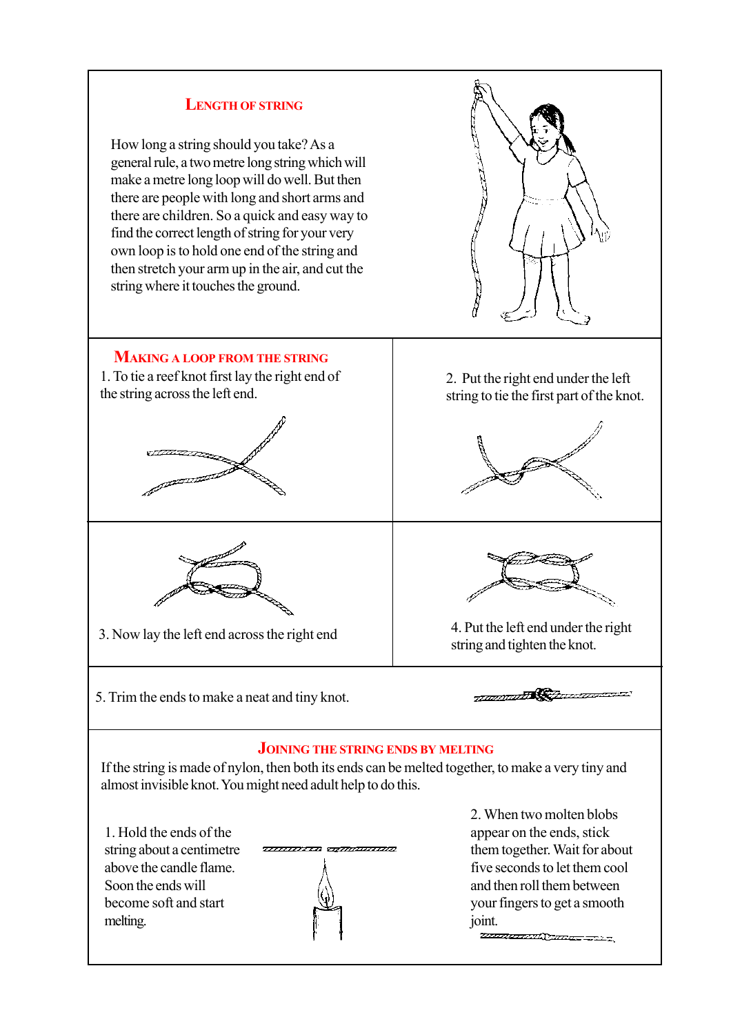## Length of String

How long a string should you take? As a general rule, a two metre long string which will make a metre long loop will do well. But then there are people with long and short arms and there are children. So a quick and easy way to find the correct length of string for your very own loop is to hold one end of the string and then stretch your arm up in the air, and cut the string where it touches the ground.

## Making a Loop from the String

1. To tie a reef knot first lay the right end of the string across the left end.

2. Put the right end under the left string to tie the first part of the knot.

3. Now lay the left end across the right end

4. Put the left end under the right string and tighten the knot.

5. Trim the ends to make a neat and tiny knot.

## Joining the String Ends by Melting

If the string is made of nylon, then both its ends can be melted together, to make a very tiny and almost invisible knot. You might need adult help to do this.

1. Hold the ends of the string about a centimetre above the candle flame. Soon the ends will become soft and start melting.

2. When two molten blobs appear on the ends, stick them together. Wait for about five seconds to let them cool and then roll them between your fingers to get a smooth joint.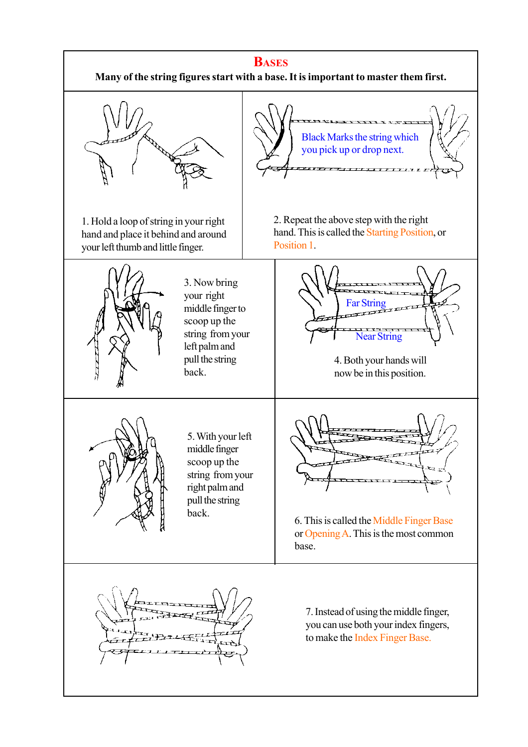# Bases

**Many of the string figures start with a base. It is important to master them first.**

1. Hold a loop of string in your right hand and place it behind and around your left thumb and little finger.

Black Marks the string which you pick up or drop next.

2. Repeat the above step with the right hand. This is called the Starting Position, or Position 1.

3. Now bring your right middle finger to scoop up the string from your left palm and pull the string back.

Far String

Near String

4. Both your hands will now be in this position.

5. With your left middle finger scoop up the string from your right palm and pull the string back.

6. This is called the Middle Finger Base or Opening A. This is the most common base.

7. Instead of using the middle finger, you can use both your index fingers, to make the Index Finger Base.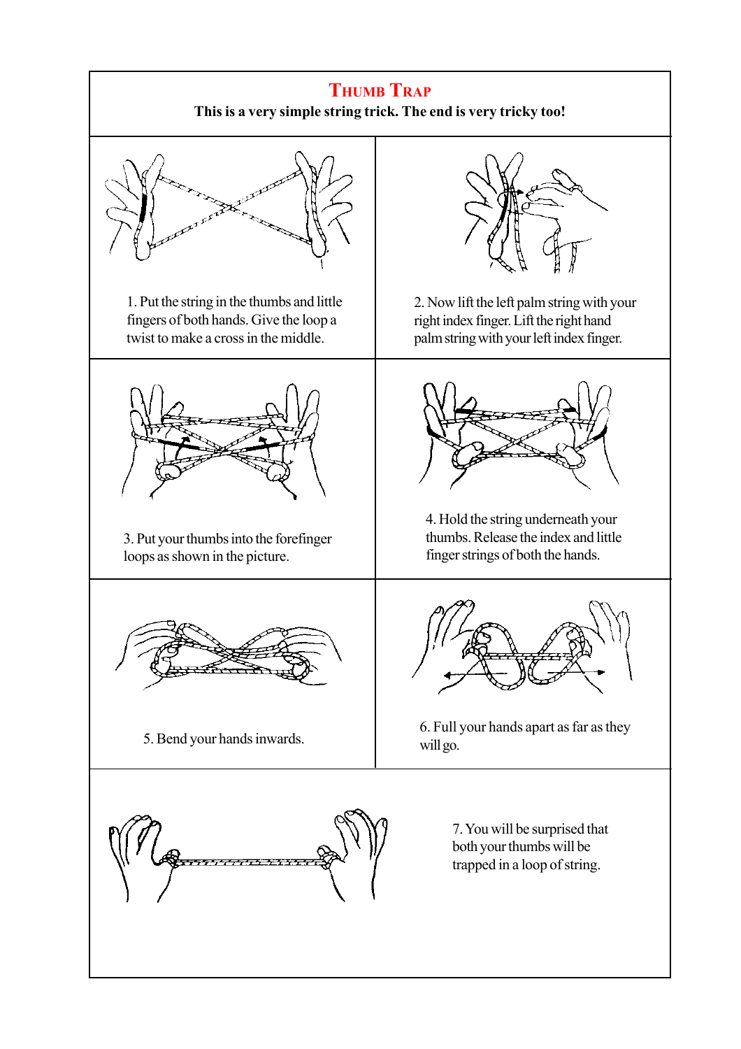# Thumb Trap

**This is a very simple string trick. The end is very tricky too!**

1. Put the string in the thumbs and little fingers of both hands. Give the loop a twist to make a cross in the middle.

2. Now lift the left palm string with your right index finger. Lift the right hand palm string with your left index finger.

3. Put your thumbs into the forefinger loops as shown in the picture.

4. Hold the string underneath your thumbs. Release the index and little finger strings of both the hands.

5. Bend your hands inwards.

6. Full your hands apart as far as they will go.

7. You will be surprised that both your thumbs will be trapped in a loop of string.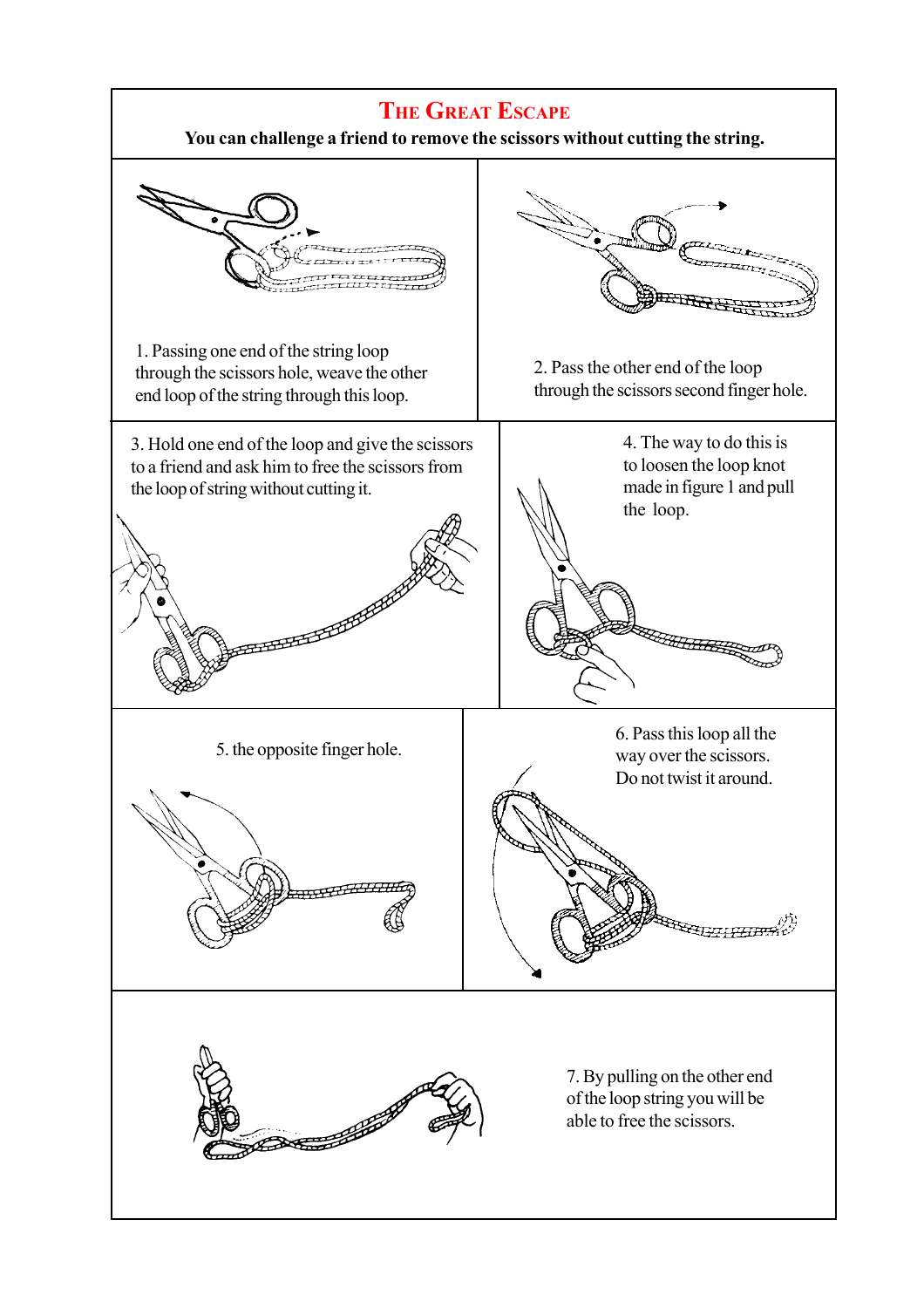# THE GREAT ESCAPE

**You can challenge a friend to remove the scissors without cutting the string.**

1. Passing one end of the string loop through the scissors hole, weave the other end loop of the string through this loop.

2. Pass the other end of the loop through the scissors second finger hole.

3. Hold one end of the loop and give the scissors to a friend and ask him to free the scissors from the loop of string without cutting it.

4. The way to do this is to loosen the loop knot made in figure 1 and pull the loop.

5. the opposite finger hole.

6. Pass this loop all the way over the scissors. Do not twist it around.

7. By pulling on the other end of the loop string you will be able to free the scissors.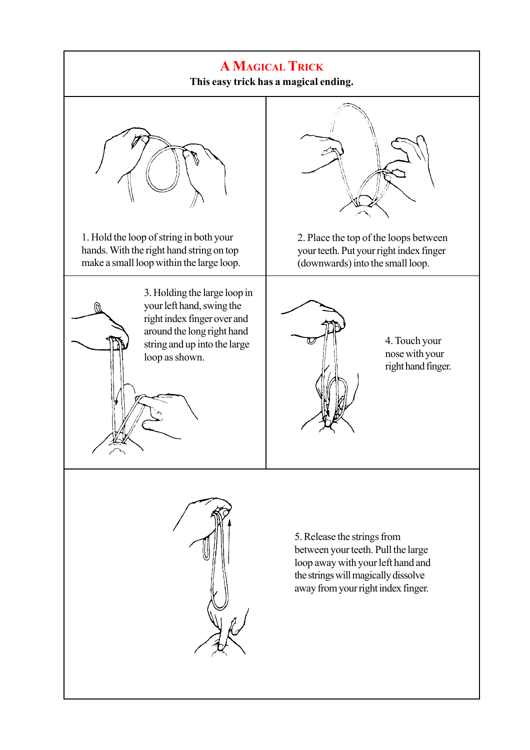# A Magical Trick

**This easy trick has a magical ending.**

1. Hold the loop of string in both your hands. With the right hand string on top make a small loop within the large loop.

2. Place the top of the loops between your teeth. Put your right index finger (downwards) into the small loop.

3. Holding the large loop in your left hand, swing the right index finger over and around the long right hand string and up into the large loop as shown.

4. Touch your nose with your right hand finger.

5. Release the strings from between your teeth. Pull the large loop away with your left hand and the strings will magically dissolve away from your right index finger.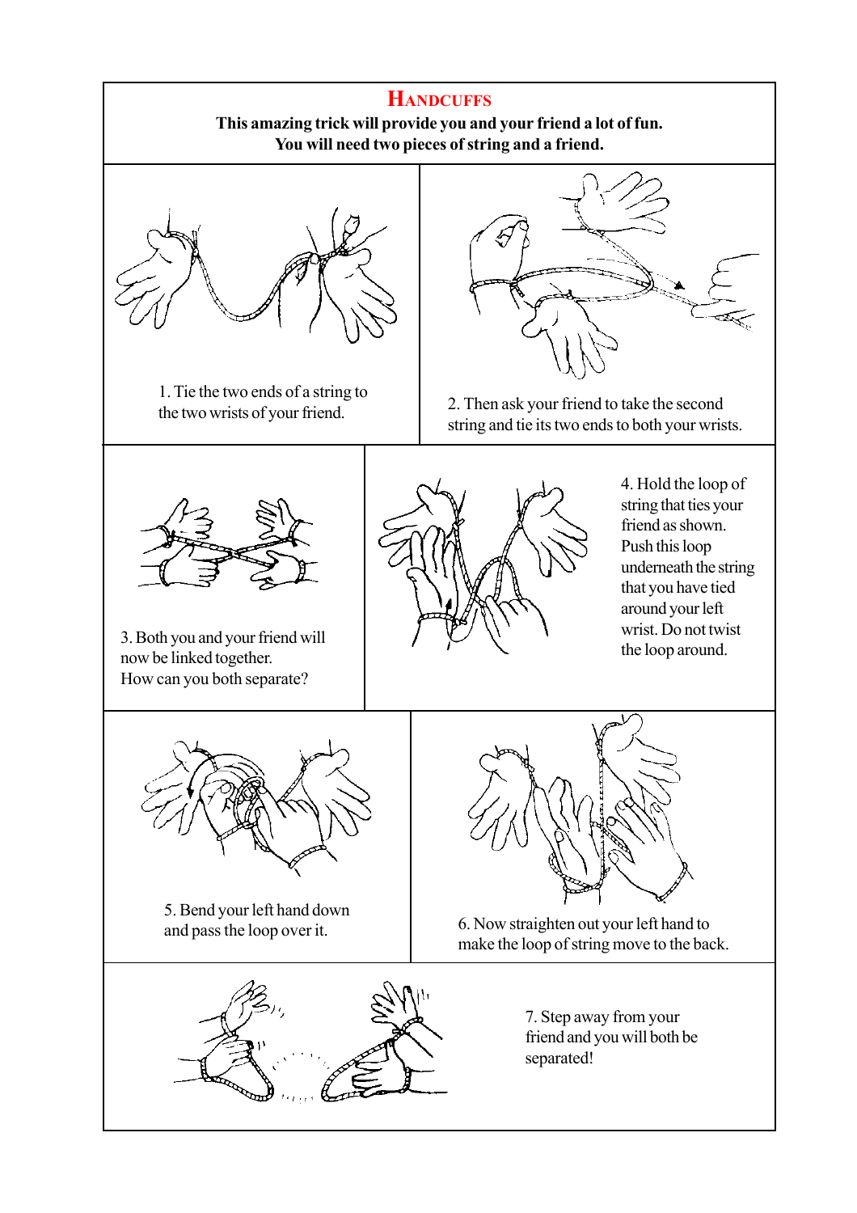# HANDCUFFS

**This amazing trick will provide you and your friend a lot of fun.**
**You will need two pieces of string and a friend.**

1. Tie the two ends of a string to the two wrists of your friend.

2. Then ask your friend to take the second string and tie its two ends to both your wrists.

3. Both you and your friend will now be linked together.
How can you both separate?

4. Hold the loop of string that ties your friend as shown. Push this loop underneath the string that you have tied around your left wrist. Do not twist the loop around.

5. Bend your left hand down and pass the loop over it.

6. Now straighten out your left hand to make the loop of string move to the back.

7. Step away from your friend and you will both be separated!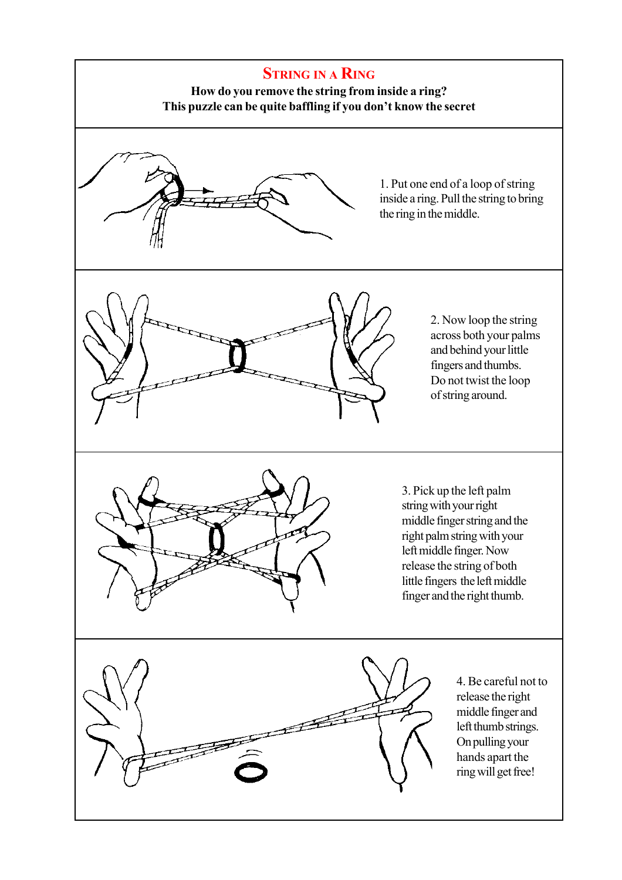# STRING IN A RING

**How do you remove the string from inside a ring?**
**This puzzle can be quite baffling if you don't know the secret**

1. Put one end of a loop of string inside a ring. Pull the string to bring the ring in the middle.

2. Now loop the string across both your palms and behind your little fingers and thumbs. Do not twist the loop of string around.

3. Pick up the left palm string with your right middle finger string and the right palm string with your left middle finger. Now release the string of both little fingers the left middle finger and the right thumb.

4. Be careful not to release the right middle finger and left thumb strings. On pulling your hands apart the ring will get free!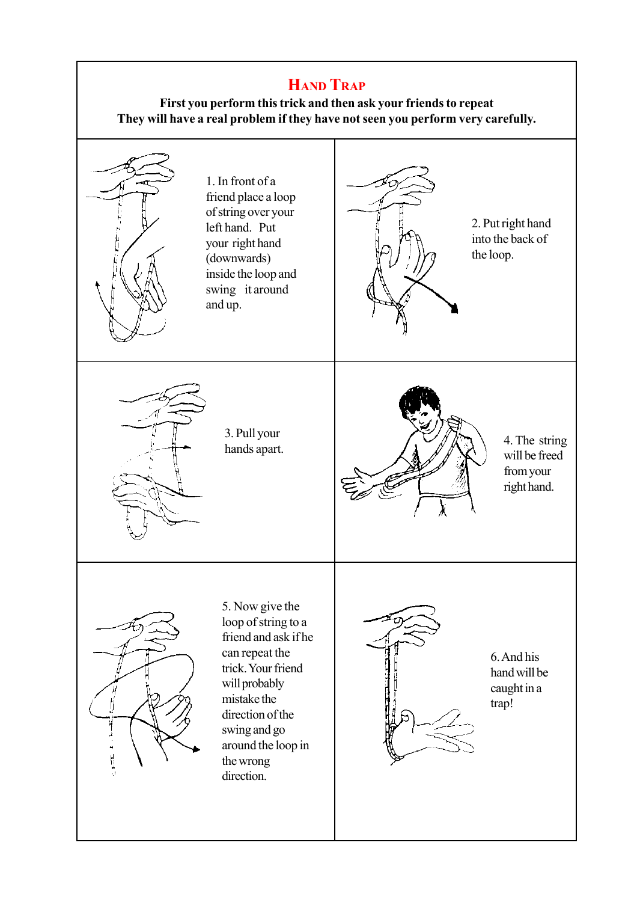# Hand Trap

**First you perform this trick and then ask your friends to repeat**
**They will have a real problem if they have not seen you perform very carefully.**

1. In front of a friend place a loop of string over your left hand. Put your right hand (downwards) inside the loop and swing it around and up.

2. Put right hand into the back of the loop.

3. Pull your hands apart.

4. The string will be freed from your right hand.

5. Now give the loop of string to a friend and ask if he can repeat the trick. Your friend will probably mistake the direction of the swing and go around the loop in the wrong direction.

6. And his hand will be caught in a trap!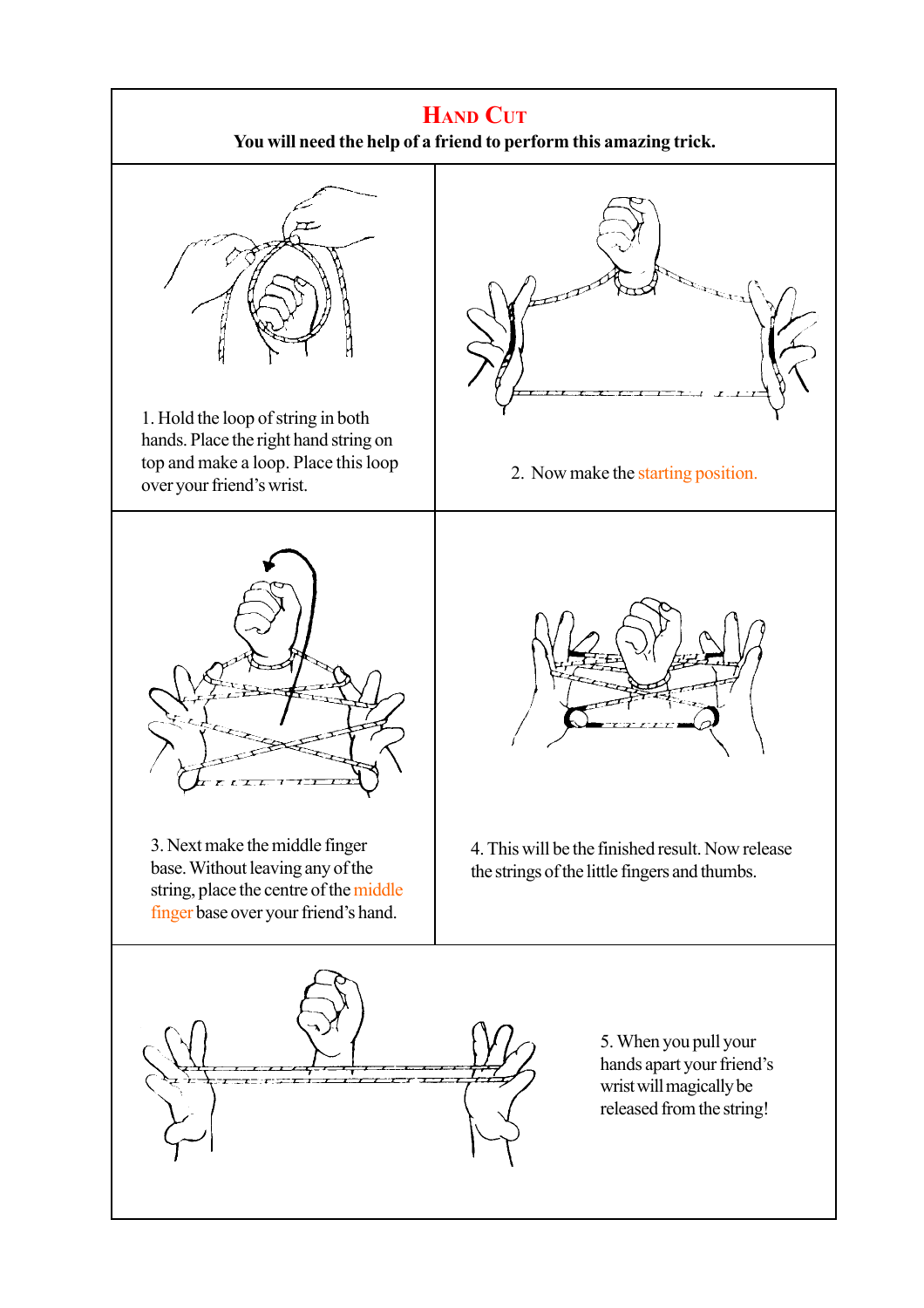# Hand Cut

**You will need the help of a friend to perform this amazing trick.**

1. Hold the loop of string in both hands. Place the right hand string on top and make a loop. Place this loop over your friend's wrist.

2. Now make the starting position.

3. Next make the middle finger base. Without leaving any of the string, place the centre of the middle finger base over your friend's hand.

4. This will be the finished result. Now release the strings of the little fingers and thumbs.

5. When you pull your hands apart your friend's wrist will magically be released from the string!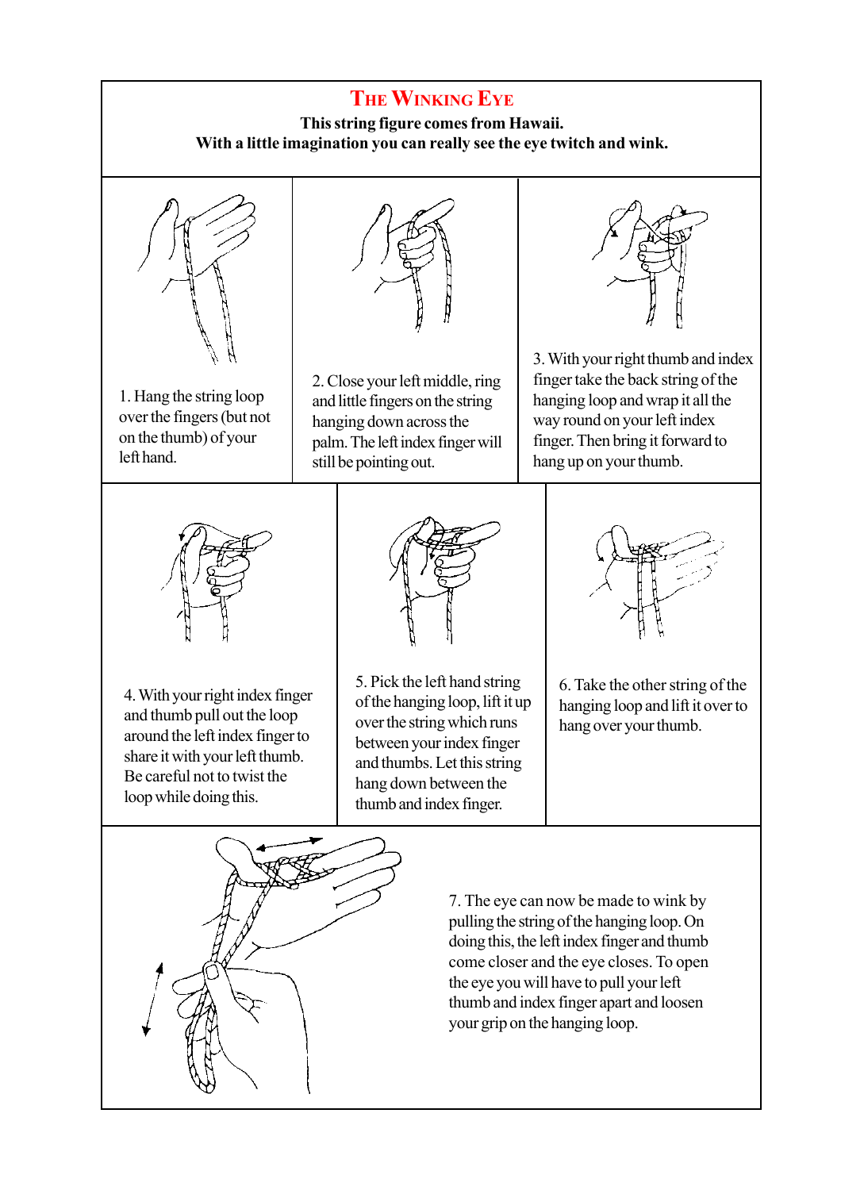# The Winking Eye

**This string figure comes from Hawaii.**
**With a little imagination you can really see the eye twitch and wink.**

1. Hang the string loop over the fingers (but not on the thumb) of your left hand.

2. Close your left middle, ring and little fingers on the string hanging down across the palm. The left index finger will still be pointing out.

3. With your right thumb and index finger take the back string of the hanging loop and wrap it all the way round on your left index finger. Then bring it forward to hang up on your thumb.

4. With your right index finger and thumb pull out the loop around the left index finger to share it with your left thumb. Be careful not to twist the loop while doing this.

5. Pick the left hand string of the hanging loop, lift it up over the string which runs between your index finger and thumbs. Let this string hang down between the thumb and index finger.

6. Take the other string of the hanging loop and lift it over to hang over your thumb.

7. The eye can now be made to wink by pulling the string of the hanging loop. On doing this, the left index finger and thumb come closer and the eye closes. To open the eye you will have to pull your left thumb and index finger apart and loosen your grip on the hanging loop.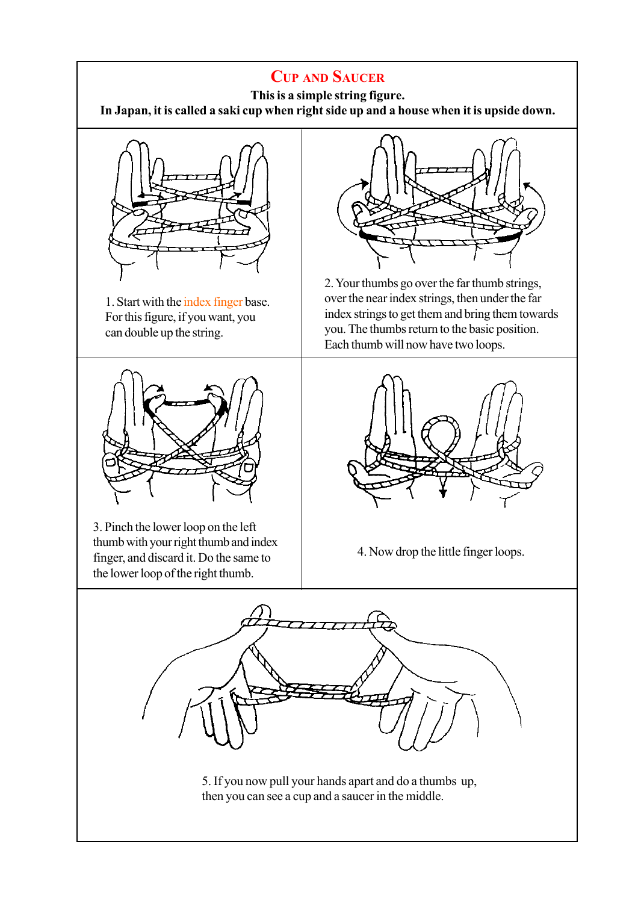# Cup and Saucer

**This is a simple string figure.**
**In Japan, it is called a saki cup when right side up and a house when it is upside down.**

1. Start with the index finger base. For this figure, if you want, you can double up the string.

2. Your thumbs go over the far thumb strings, over the near index strings, then under the far index strings to get them and bring them towards you. The thumbs return to the basic position. Each thumb will now have two loops.

3. Pinch the lower loop on the left thumb with your right thumb and index finger, and discard it. Do the same to the lower loop of the right thumb.

4. Now drop the little finger loops.

5. If you now pull your hands apart and do a thumbs up, then you can see a cup and a saucer in the middle.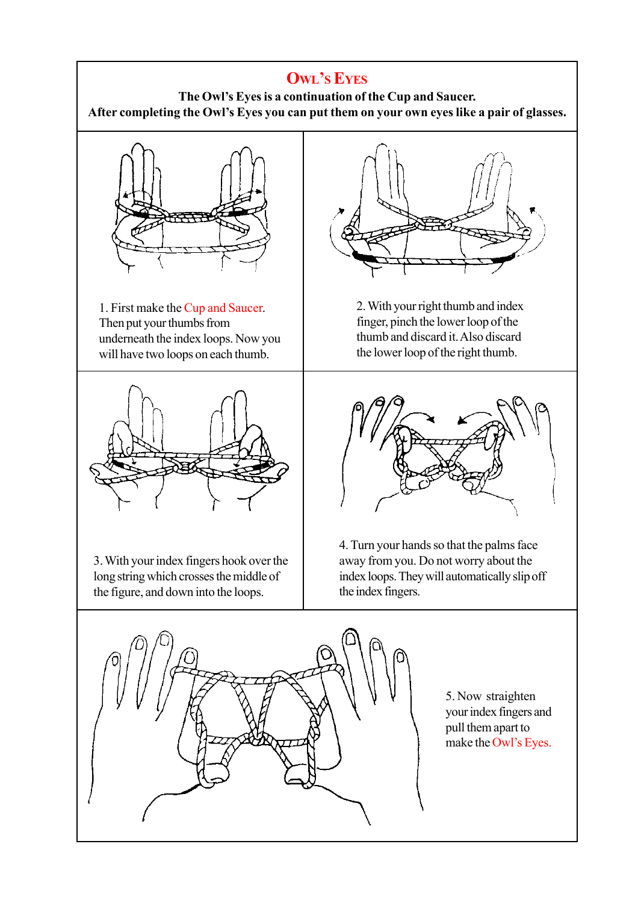# Owl's Eyes

**The Owl's Eyes is a continuation of the Cup and Saucer.**
**After completing the Owl's Eyes you can put them on your own eyes like a pair of glasses.**

1. First make the Cup and Saucer. Then put your thumbs from underneath the index loops. Now you will have two loops on each thumb.

2. With your right thumb and index finger, pinch the lower loop of the thumb and discard it. Also discard the lower loop of the right thumb.

3. With your index fingers hook over the long string which crosses the middle of the figure, and down into the loops.

4. Turn your hands so that the palms face away from you. Do not worry about the index loops. They will automatically slip off the index fingers.

5. Now straighten your index fingers and pull them apart to make the Owl's Eyes.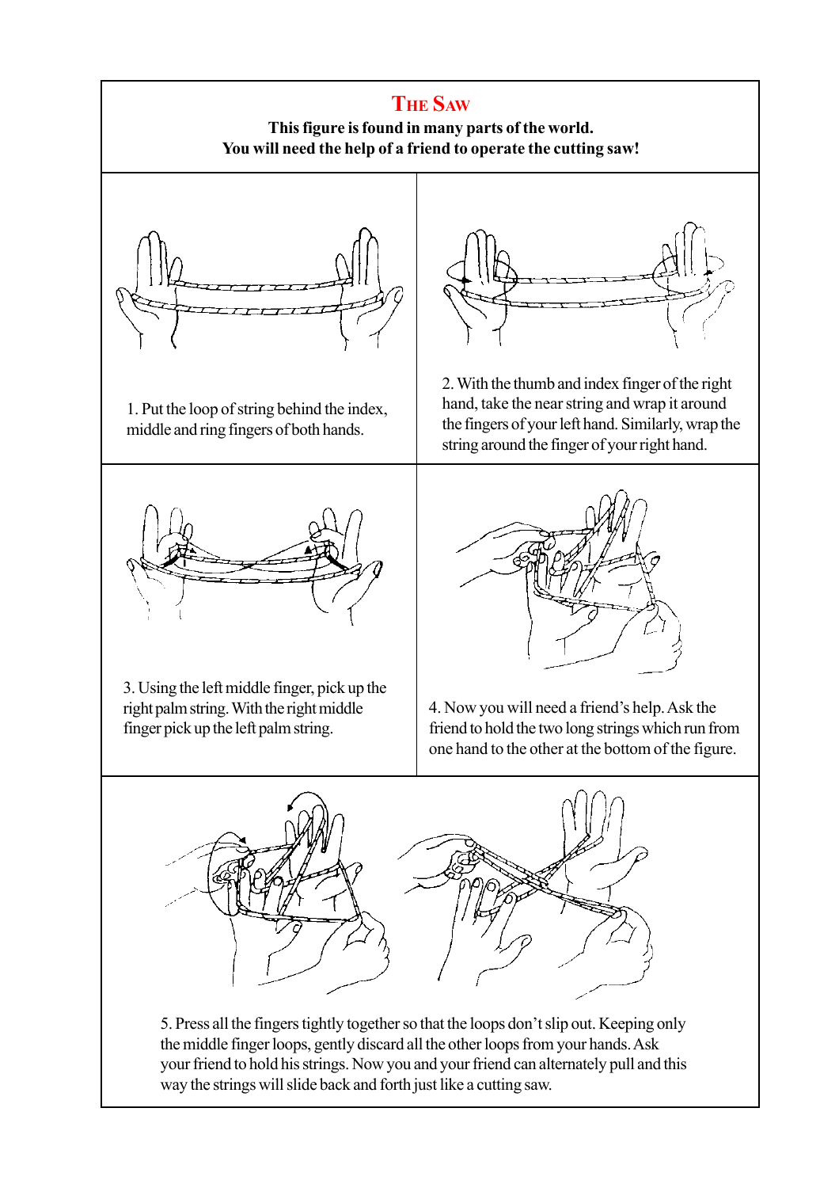# The Saw

**This figure is found in many parts of the world.**
**You will need the help of a friend to operate the cutting saw!**

1. Put the loop of string behind the index, middle and ring fingers of both hands.

2. With the thumb and index finger of the right hand, take the near string and wrap it around the fingers of your left hand. Similarly, wrap the string around the finger of your right hand.

3. Using the left middle finger, pick up the right palm string. With the right middle finger pick up the left palm string.

4. Now you will need a friend's help. Ask the friend to hold the two long strings which run from one hand to the other at the bottom of the figure.

5. Press all the fingers tightly together so that the loops don't slip out. Keeping only the middle finger loops, gently discard all the other loops from your hands. Ask your friend to hold his strings. Now you and your friend can alternately pull and this way the strings will slide back and forth just like a cutting saw.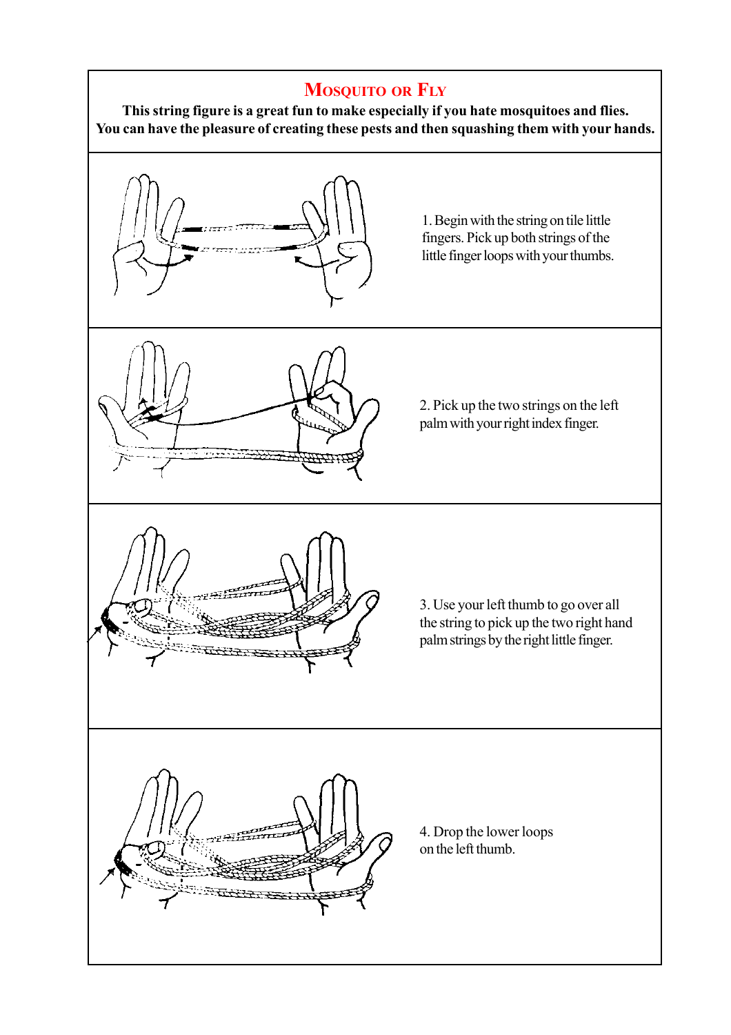# Mosquito or Fly

**This string figure is a great fun to make especially if you hate mosquitoes and flies. You can have the pleasure of creating these pests and then squashing them with your hands.**

1. Begin with the string on tile little fingers. Pick up both strings of the little finger loops with your thumbs.

2. Pick up the two strings on the left palm with your right index finger.

3. Use your left thumb to go over all the string to pick up the two right hand palm strings by the right little finger.

4. Drop the lower loops on the left thumb.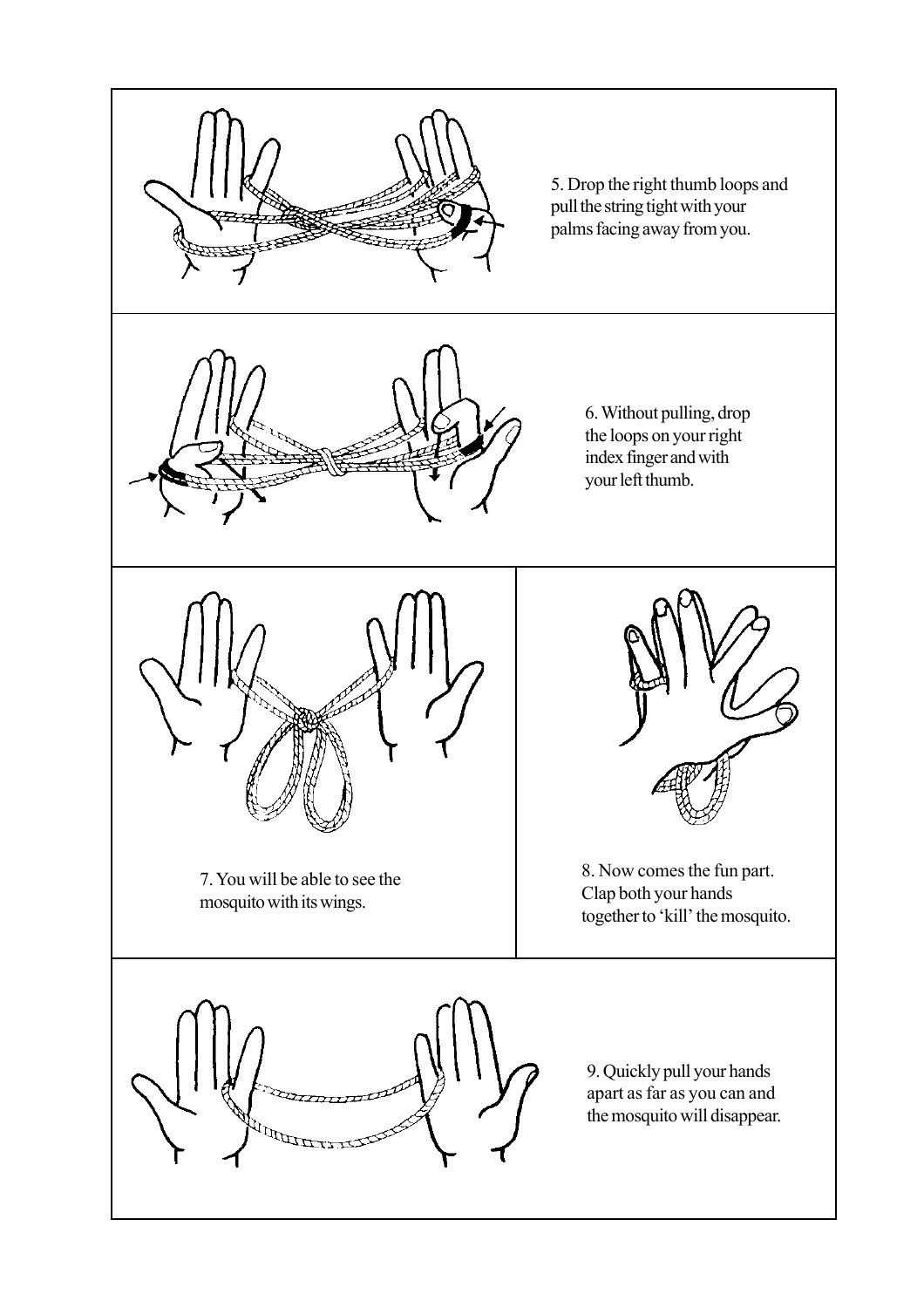5. Drop the right thumb loops and pull the string tight with your palms facing away from you.

6. Without pulling, drop the loops on your right index finger and with your left thumb.

7. You will be able to see the mosquito with its wings.

8. Now comes the fun part. Clap both your hands together to 'kill' the mosquito.

9. Quickly pull your hands apart as far as you can and the mosquito will disappear.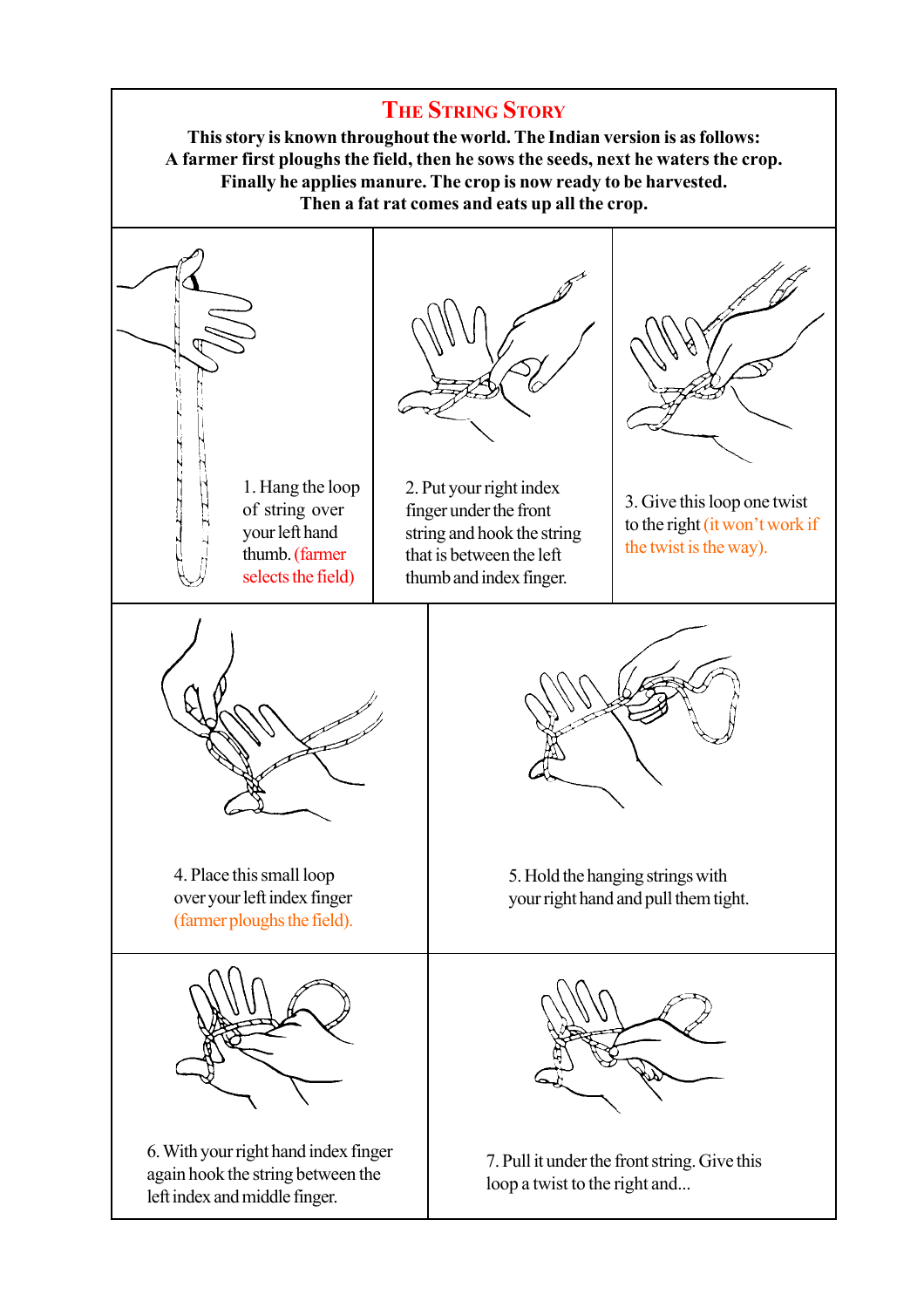## The String Story

**This story is known throughout the world. The Indian version is as follows: A farmer first ploughs the field, then he sows the seeds, next he waters the crop. Finally he applies manure. The crop is now ready to be harvested. Then a fat rat comes and eats up all the crop.**

1. Hang the loop of string over your left hand thumb. (farmer selects the field)

2. Put your right index finger under the front string and hook the string that is between the left thumb and index finger.

3. Give this loop one twist to the right (it won't work if the twist is the way).

4. Place this small loop over your left index finger (farmer ploughs the field).

5. Hold the hanging strings with your right hand and pull them tight.

6. With your right hand index finger again hook the string between the left index and middle finger.

7. Pull it under the front string. Give this loop a twist to the right and...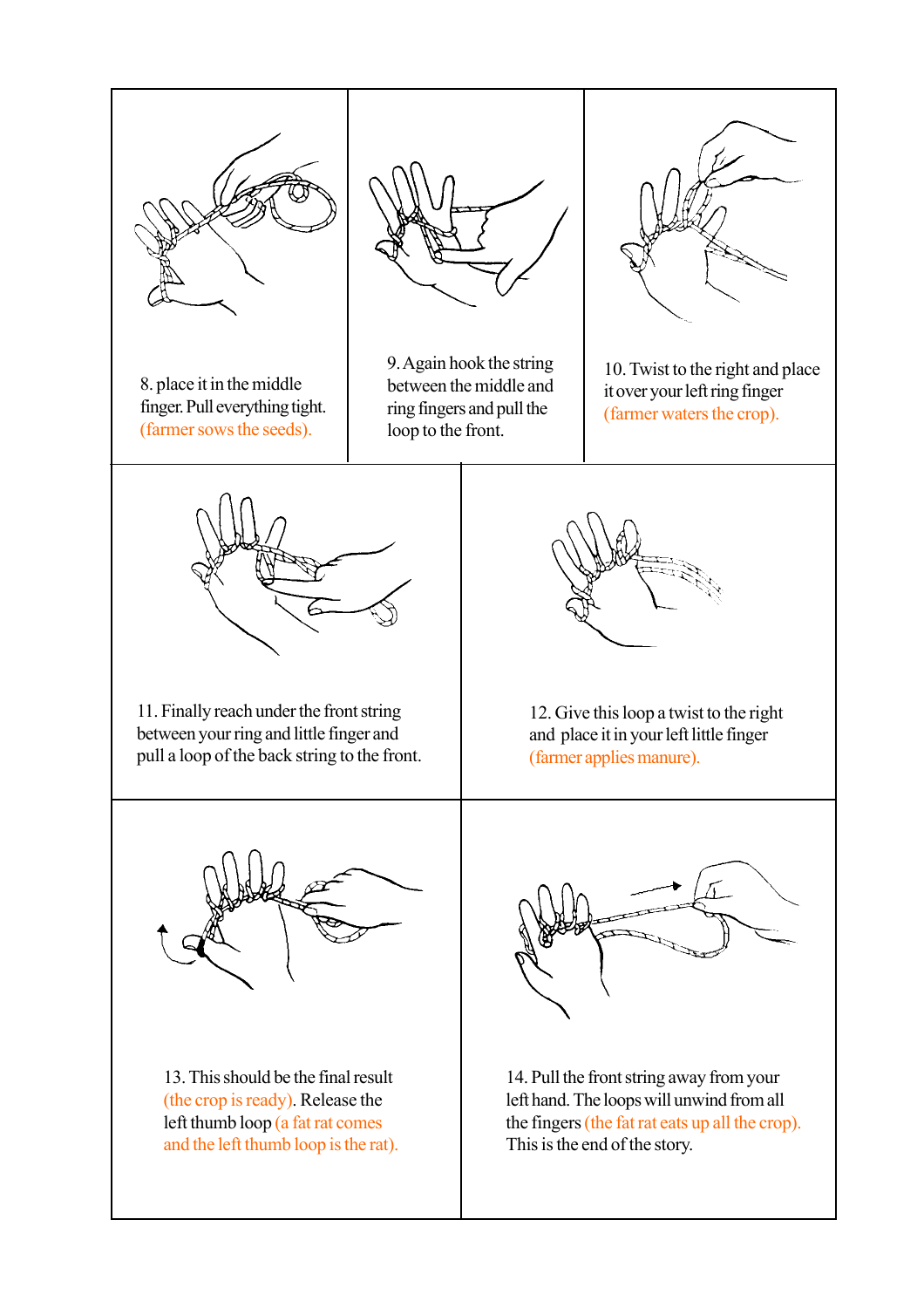8. place it in the middle finger. Pull everything tight. (farmer sows the seeds).

9. Again hook the string between the middle and ring fingers and pull the loop to the front.

10. Twist to the right and place it over your left ring finger (farmer waters the crop).

11. Finally reach under the front string between your ring and little finger and pull a loop of the back string to the front.

12. Give this loop a twist to the right and place it in your left little finger (farmer applies manure).

13. This should be the final result (the crop is ready). Release the left thumb loop (a fat rat comes and the left thumb loop is the rat).

14. Pull the front string away from your left hand. The loops will unwind from all the fingers (the fat rat eats up all the crop). This is the end of the story.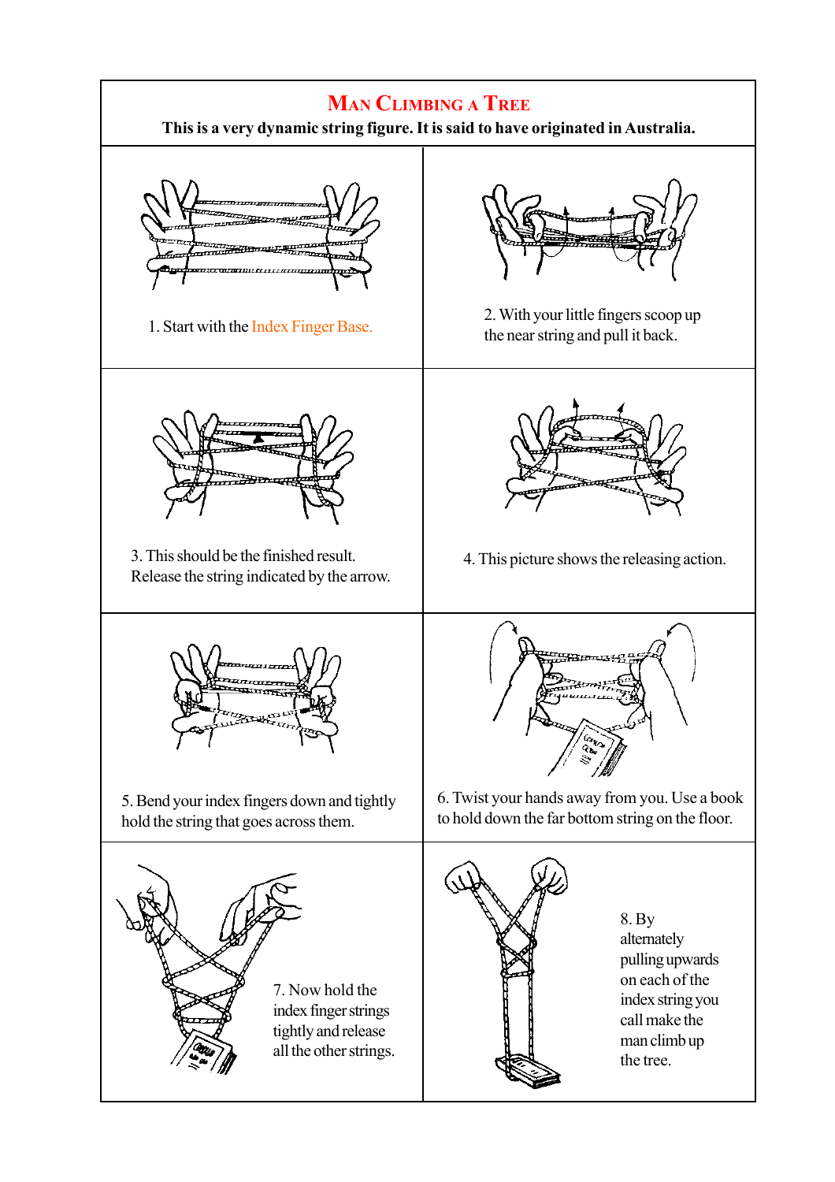# Man Climbing a Tree

**This is a very dynamic string figure. It is said to have originated in Australia.**

1. Start with the Index Finger Base.

2. With your little fingers scoop up the near string and pull it back.

3. This should be the finished result. Release the string indicated by the arrow.

4. This picture shows the releasing action.

5. Bend your index fingers down and tightly hold the string that goes across them.

6. Twist your hands away from you. Use a book to hold down the far bottom string on the floor.

7. Now hold the index finger strings tightly and release all the other strings.

8. By alternately pulling upwards on each of the index string you call make the man climb up the tree.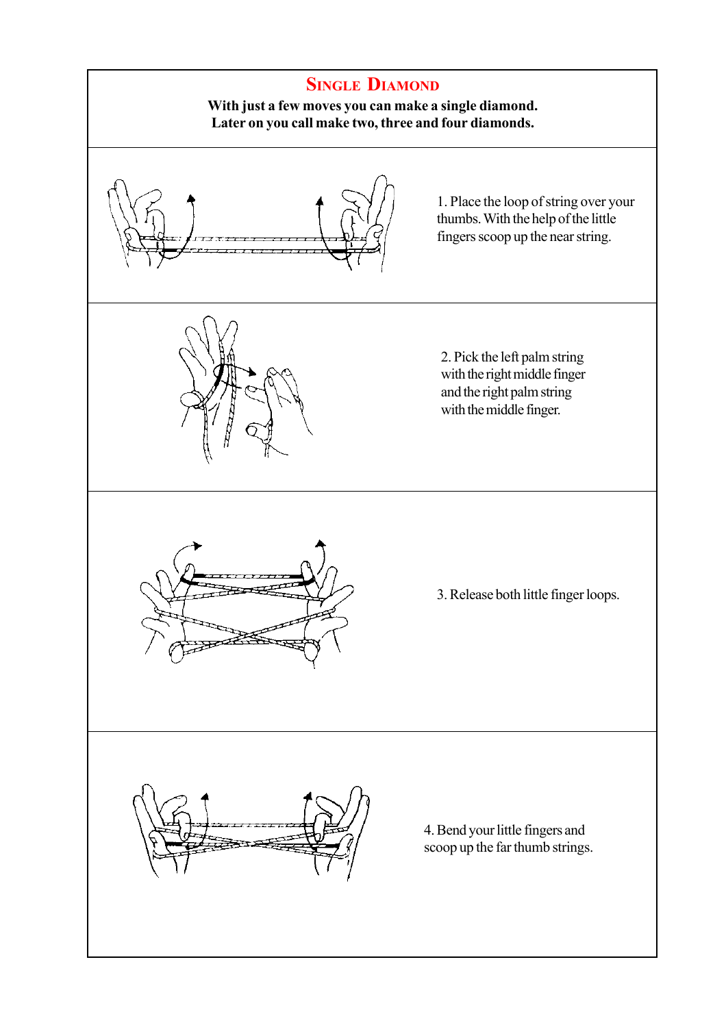# Single Diamond

**With just a few moves you can make a single diamond.**
**Later on you call make two, three and four diamonds.**

1. Place the loop of string over your thumbs. With the help of the little fingers scoop up the near string.

2. Pick the left palm string with the right middle finger and the right palm string with the middle finger.

3. Release both little finger loops.

4. Bend your little fingers and scoop up the far thumb strings.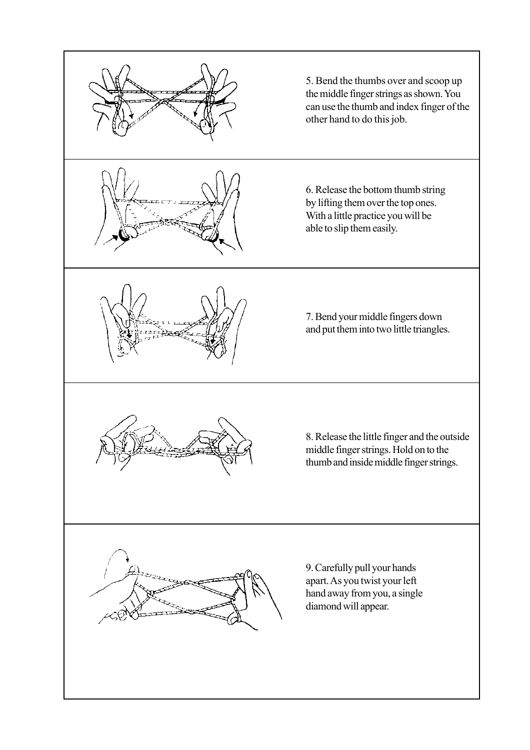5. Bend the thumbs over and scoop up the middle finger strings as shown. You can use the thumb and index finger of the other hand to do this job.

6. Release the bottom thumb string by lifting them over the top ones. With a little practice you will be able to slip them easily.

7. Bend your middle fingers down and put them into two little triangles.

8. Release the little finger and the outside middle finger strings. Hold on to the thumb and inside middle finger strings.

9. Carefully pull your hands apart. As you twist your left hand away from you, a single diamond will appear.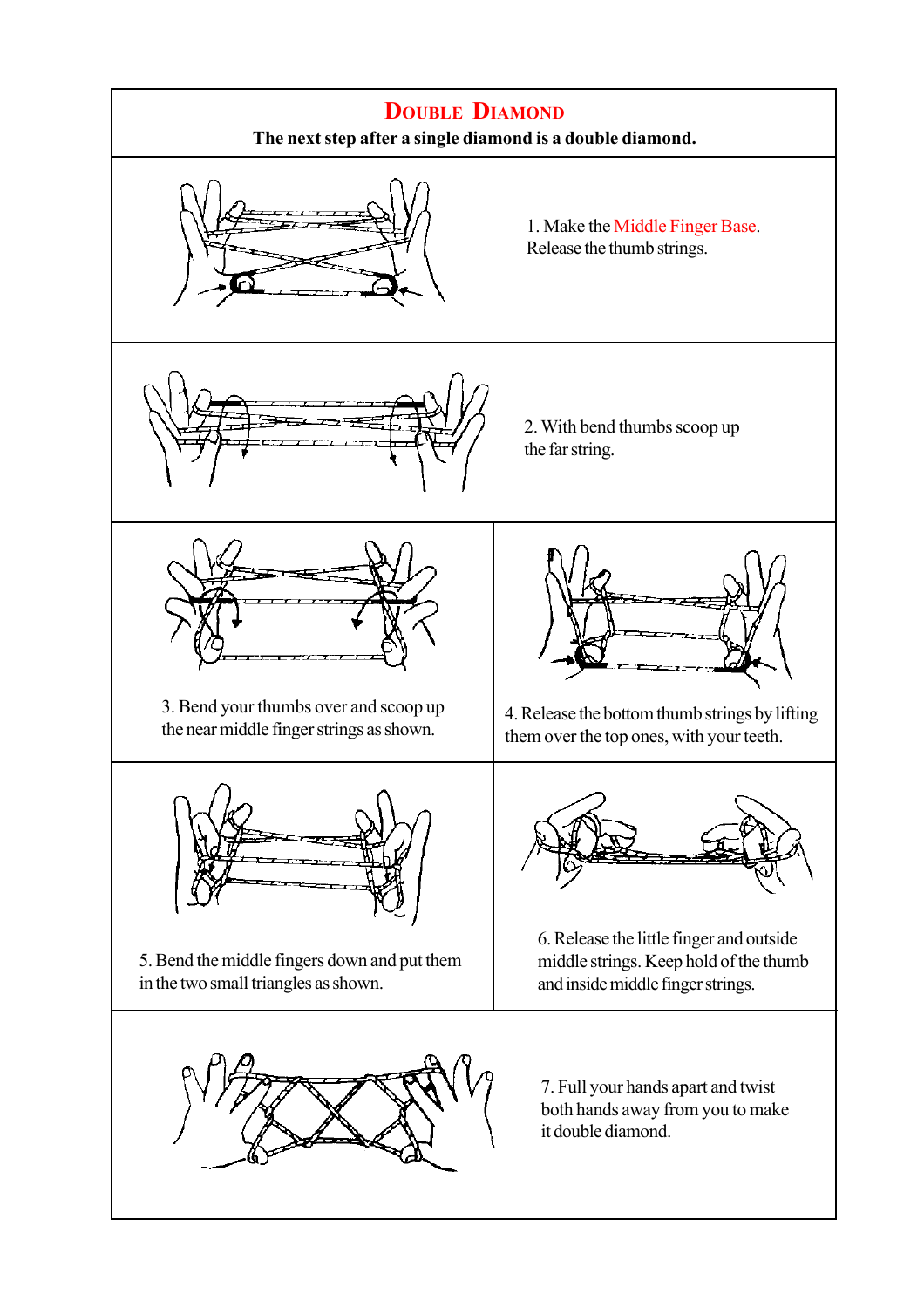# Double Diamond

**The next step after a single diamond is a double diamond.**

1. Make the Middle Finger Base. Release the thumb strings.

2. With bend thumbs scoop up the far string.

3. Bend your thumbs over and scoop up the near middle finger strings as shown.

4. Release the bottom thumb strings by lifting them over the top ones, with your teeth.

5. Bend the middle fingers down and put them in the two small triangles as shown.

6. Release the little finger and outside middle strings. Keep hold of the thumb and inside middle finger strings.

7. Full your hands apart and twist both hands away from you to make it double diamond.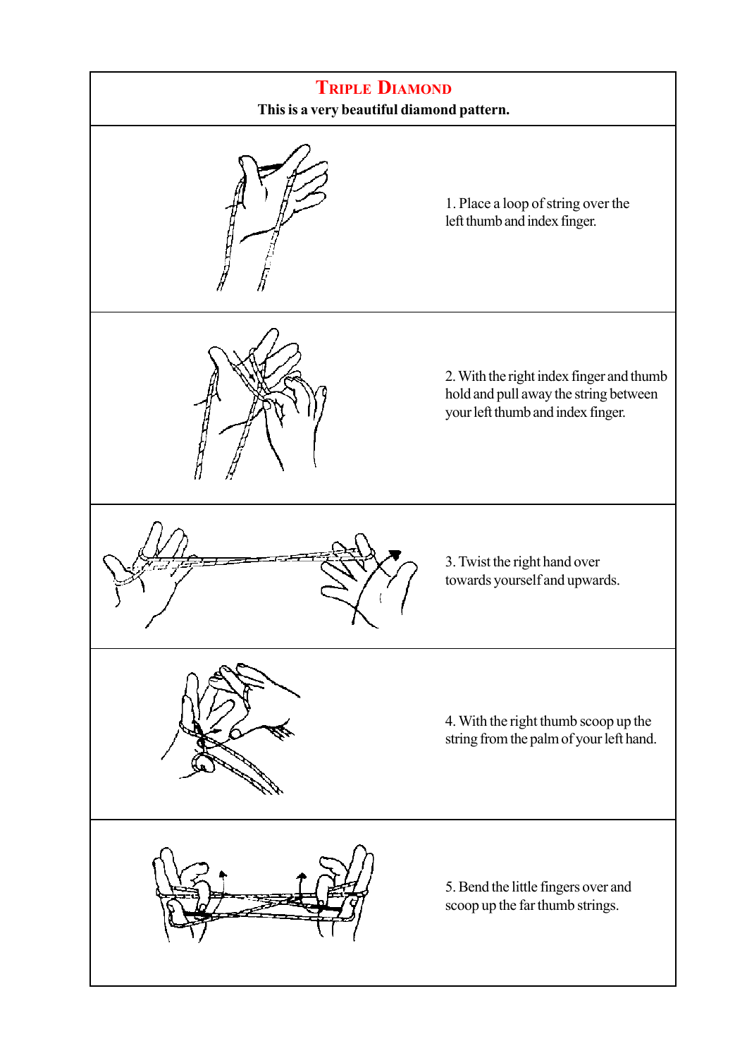# Triple Diamond

**This is a very beautiful diamond pattern.**

1. Place a loop of string over the left thumb and index finger.

2. With the right index finger and thumb hold and pull away the string between your left thumb and index finger.

3. Twist the right hand over towards yourself and upwards.

4. With the right thumb scoop up the string from the palm of your left hand.

5. Bend the little fingers over and scoop up the far thumb strings.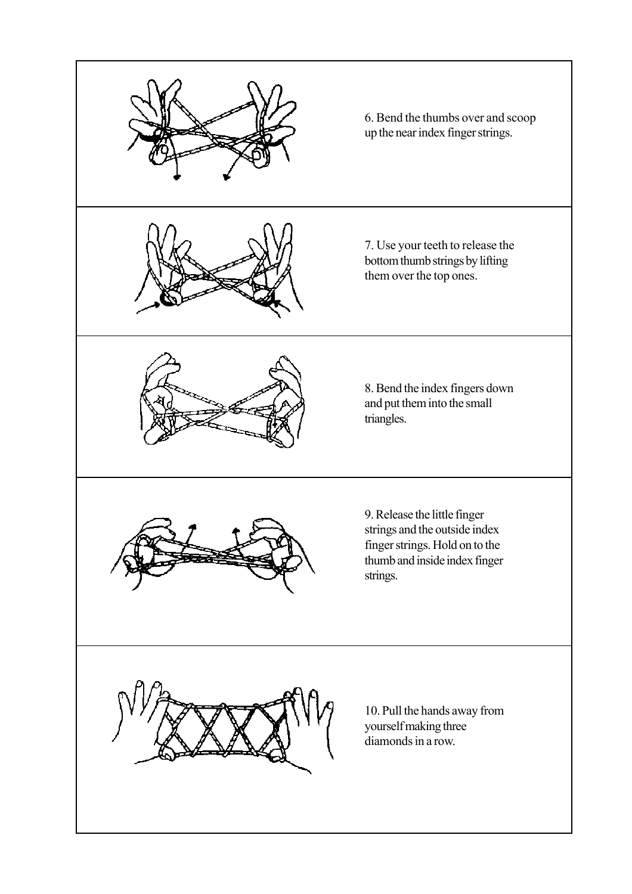6. Bend the thumbs over and scoop up the near index finger strings.

7. Use your teeth to release the bottom thumb strings by lifting them over the top ones.

8. Bend the index fingers down and put them into the small triangles.

9. Release the little finger strings and the outside index finger strings. Hold on to the thumb and inside index finger strings.

10. Pull the hands away from yourself making three diamonds in a row.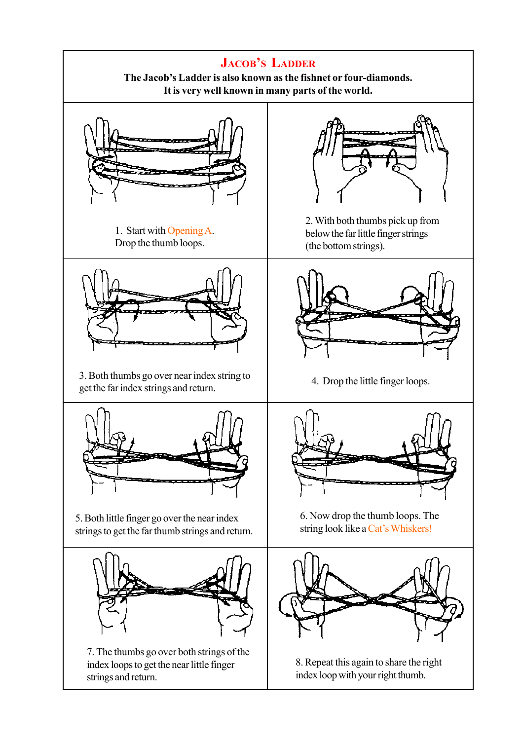# Jacob's Ladder

**The Jacob's Ladder is also known as the fishnet or four-diamonds.**
**It is very well known in many parts of the world.**

1. Start with Opening A.
Drop the thumb loops.

2. With both thumbs pick up from below the far little finger strings (the bottom strings).

3. Both thumbs go over near index string to get the far index strings and return.

4. Drop the little finger loops.

5. Both little finger go over the near index strings to get the far thumb strings and return.

6. Now drop the thumb loops. The string look like a Cat's Whiskers!

7. The thumbs go over both strings of the index loops to get the near little finger strings and return.

8. Repeat this again to share the right index loop with your right thumb.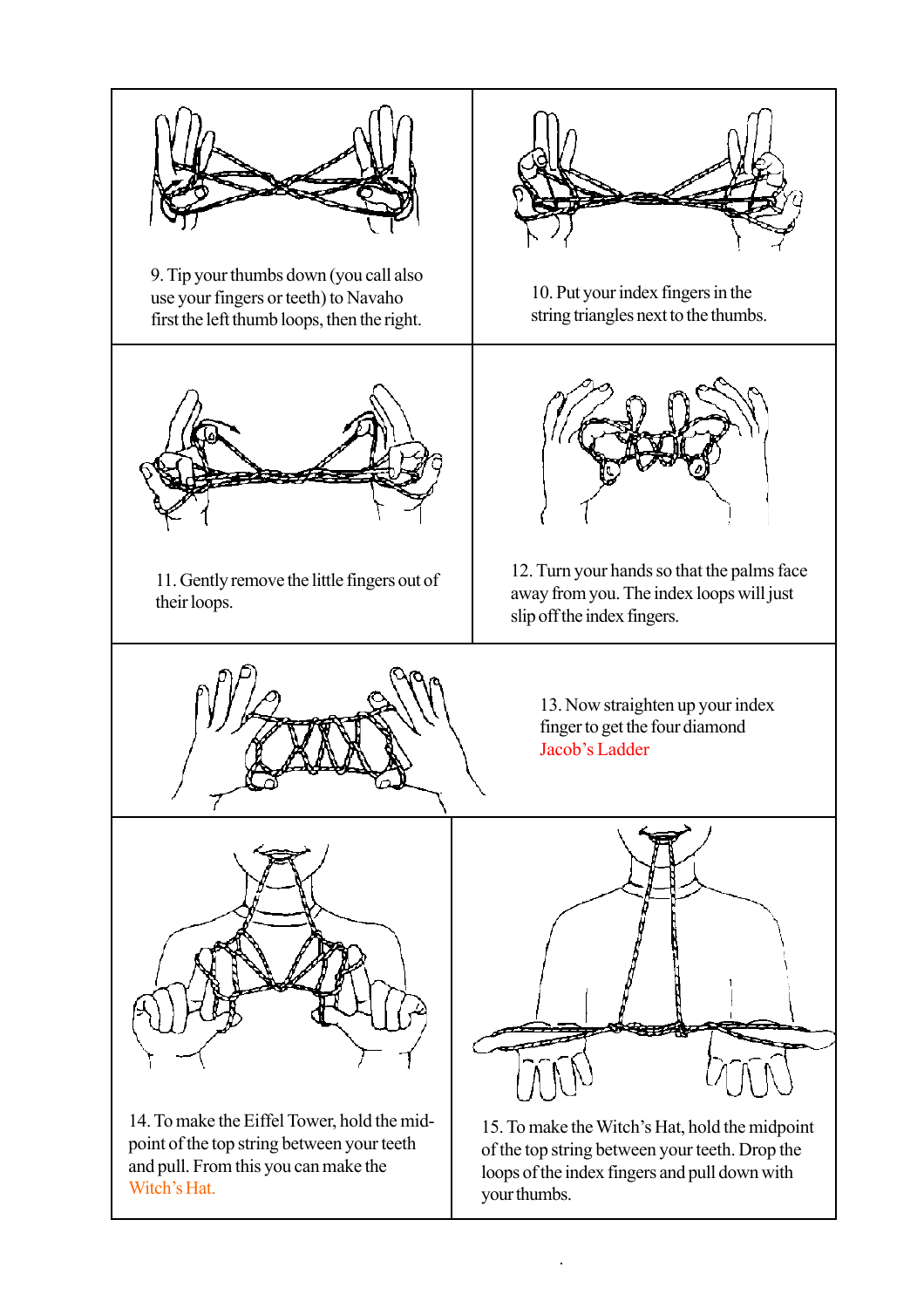9. Tip your thumbs down (you call also use your fingers or teeth) to Navaho first the left thumb loops, then the right.

10. Put your index fingers in the string triangles next to the thumbs.

11. Gently remove the little fingers out of their loops.

12. Turn your hands so that the palms face away from you. The index loops will just slip off the index fingers.

13. Now straighten up your index finger to get the four diamond Jacob's Ladder

14. To make the Eiffel Tower, hold the midpoint of the top string between your teeth and pull. From this you can make the Witch's Hat.

15. To make the Witch's Hat, hold the midpoint of the top string between your teeth. Drop the loops of the index fingers and pull down with your thumbs.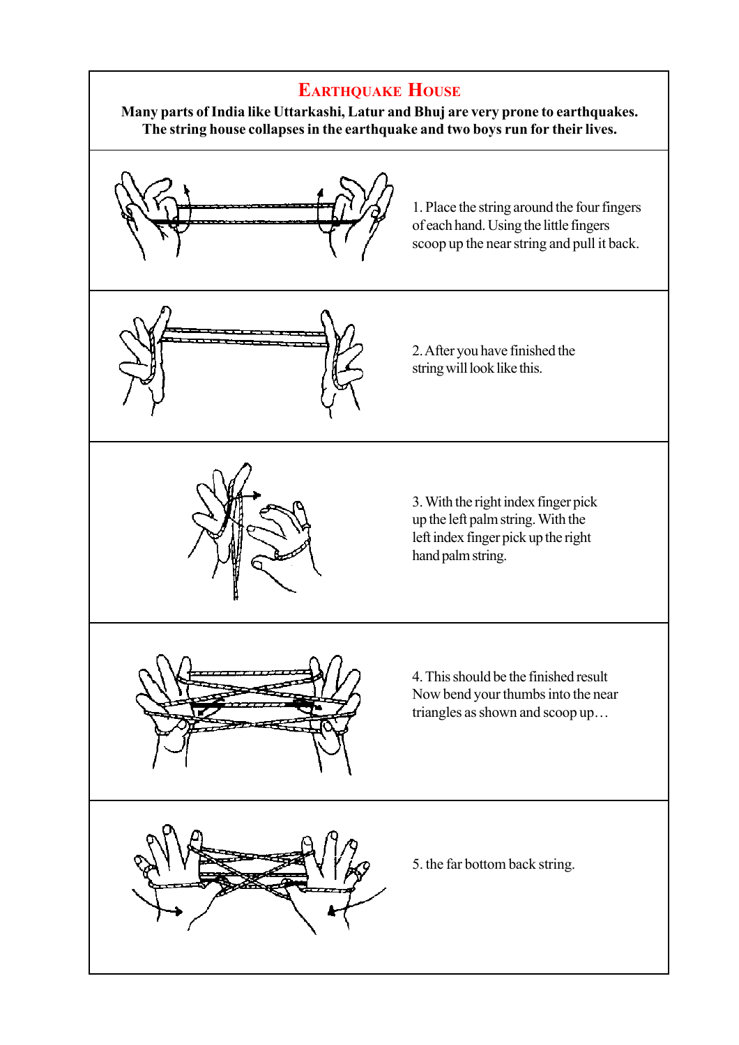# Earthquake House

**Many parts of India like Uttarkashi, Latur and Bhuj are very prone to earthquakes. The string house collapses in the earthquake and two boys run for their lives.**

1. Place the string around the four fingers of each hand. Using the little fingers scoop up the near string and pull it back.

2. After you have finished the string will look like this.

3. With the right index finger pick up the left palm string. With the left index finger pick up the right hand palm string.

4. This should be the finished result Now bend your thumbs into the near triangles as shown and scoop up…

5. the far bottom back string.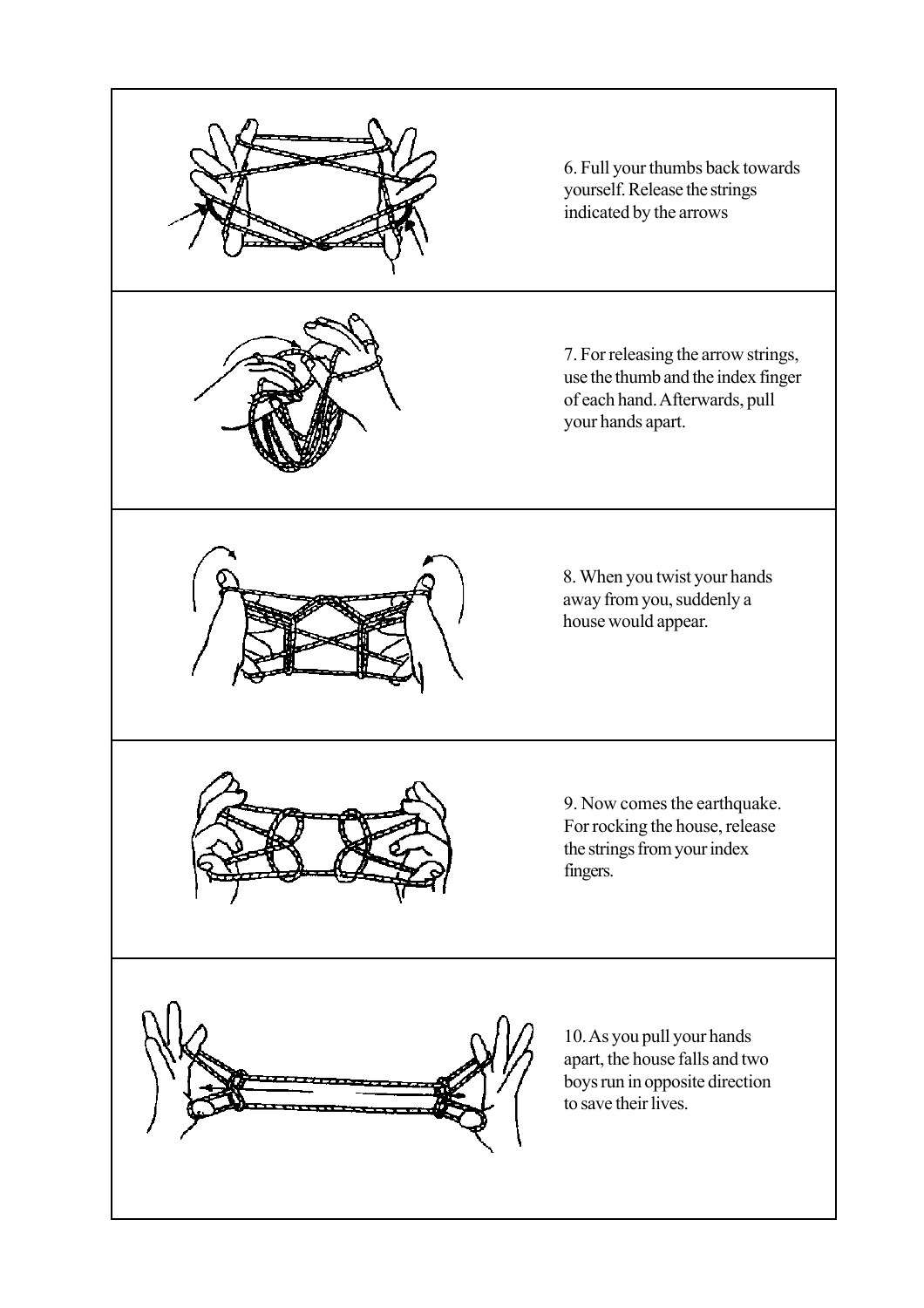6. Full your thumbs back towards yourself. Release the strings indicated by the arrows

7. For releasing the arrow strings, use the thumb and the index finger of each hand. Afterwards, pull your hands apart.

8. When you twist your hands away from you, suddenly a house would appear.

9. Now comes the earthquake. For rocking the house, release the strings from your index fingers.

10. As you pull your hands apart, the house falls and two boys run in opposite direction to save their lives.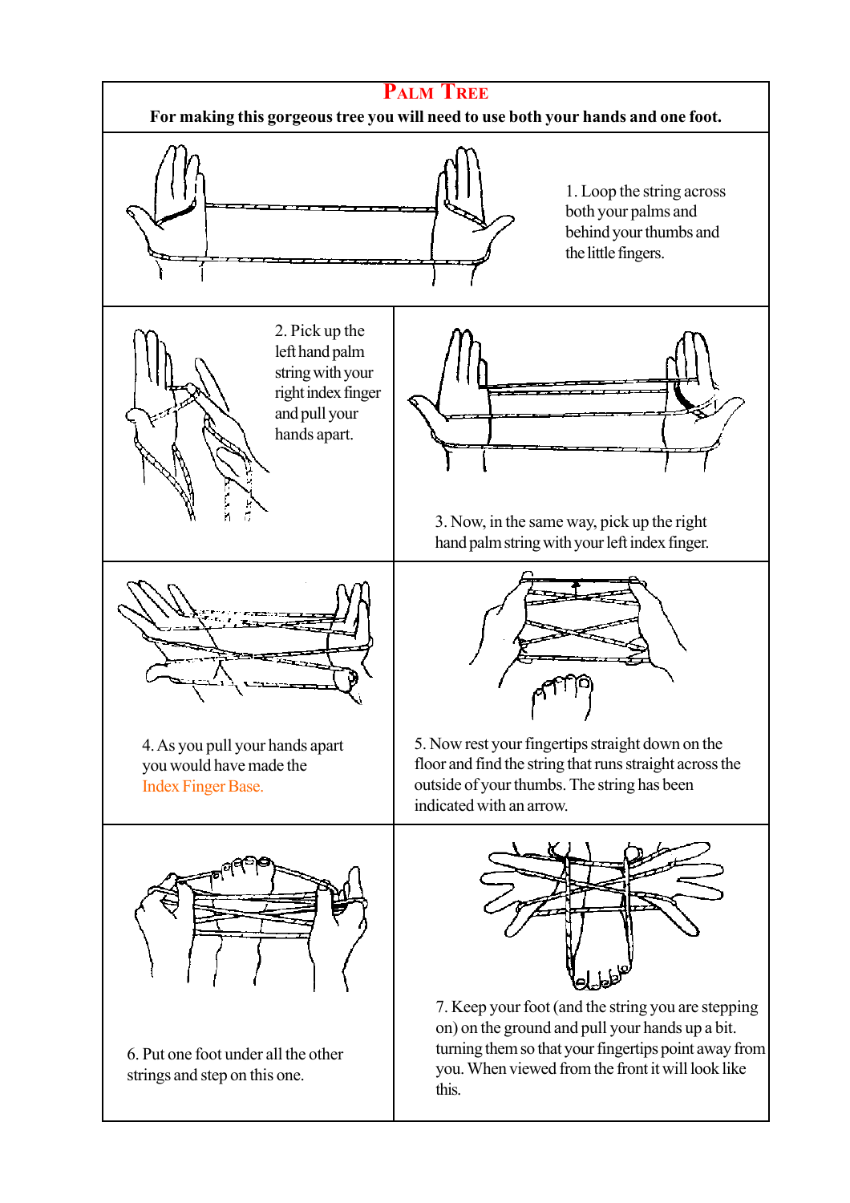# Palm Tree

**For making this gorgeous tree you will need to use both your hands and one foot.**

1. Loop the string across both your palms and behind your thumbs and the little fingers.

2. Pick up the left hand palm string with your right index finger and pull your hands apart.

3. Now, in the same way, pick up the right hand palm string with your left index finger.

4. As you pull your hands apart you would have made the Index Finger Base.

5. Now rest your fingertips straight down on the floor and find the string that runs straight across the outside of your thumbs. The string has been indicated with an arrow.

6. Put one foot under all the other strings and step on this one.

7. Keep your foot (and the string you are stepping on) on the ground and pull your hands up a bit. turning them so that your fingertips point away from you. When viewed from the front it will look like this.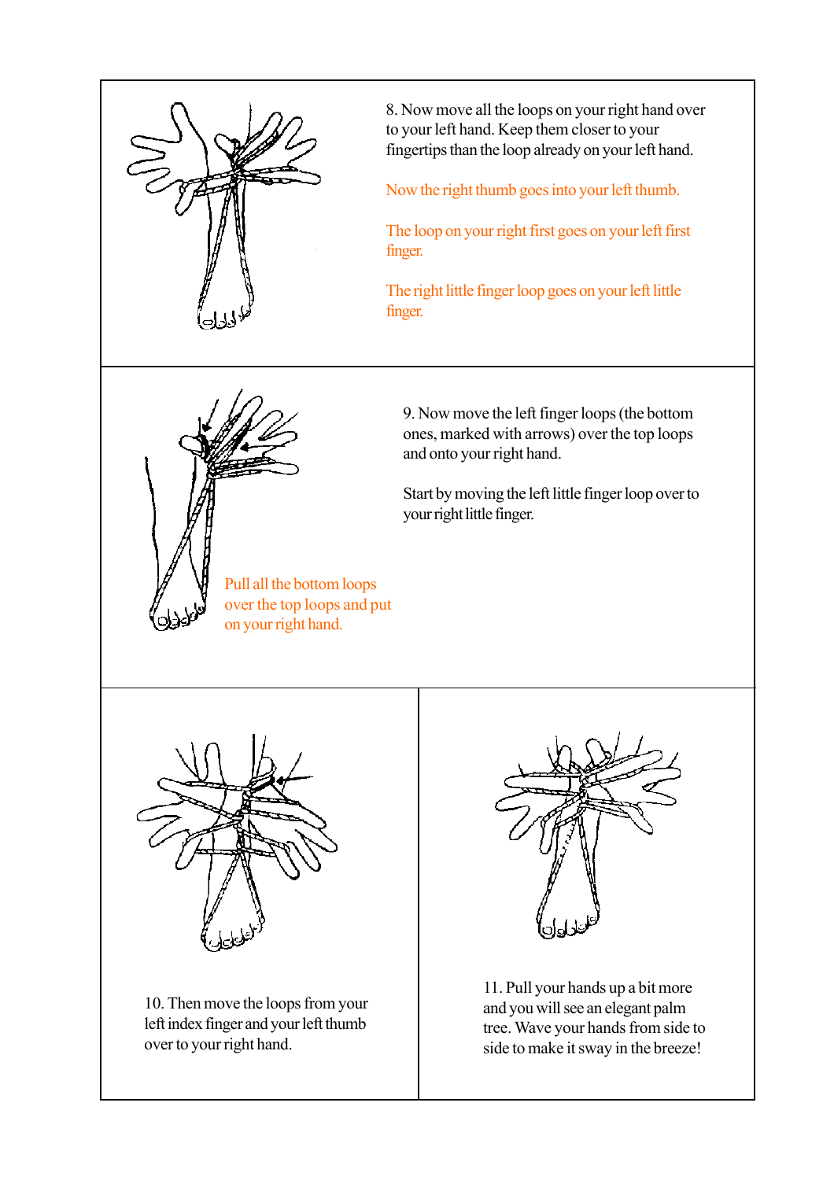8. Now move all the loops on your right hand over to your left hand. Keep them closer to your fingertips than the loop already on your left hand.

Now the right thumb goes into your left thumb.

The loop on your right first goes on your left first finger.

The right little finger loop goes on your left little finger.

9. Now move the left finger loops (the bottom ones, marked with arrows) over the top loops and onto your right hand.

Start by moving the left little finger loop over to your right little finger.

Pull all the bottom loops over the top loops and put on your right hand.

10. Then move the loops from your left index finger and your left thumb over to your right hand.

11. Pull your hands up a bit more and you will see an elegant palm tree. Wave your hands from side to side to make it sway in the breeze!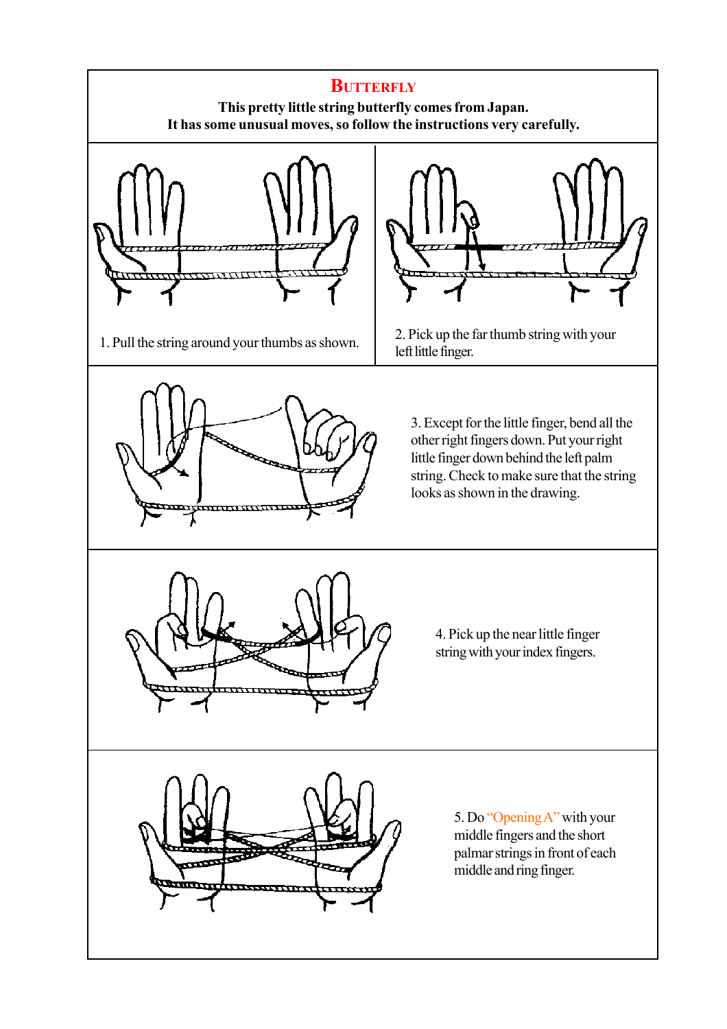# Butterfly

**This pretty little string butterfly comes from Japan.**
**It has some unusual moves, so follow the instructions very carefully.**

1. Pull the string around your thumbs as shown.

2. Pick up the far thumb string with your left little finger.

3. Except for the little finger, bend all the other right fingers down. Put your right little finger down behind the left palm string. Check to make sure that the string looks as shown in the drawing.

4. Pick up the near little finger string with your index fingers.

5. Do "Opening A" with your middle fingers and the short palmar strings in front of each middle and ring finger.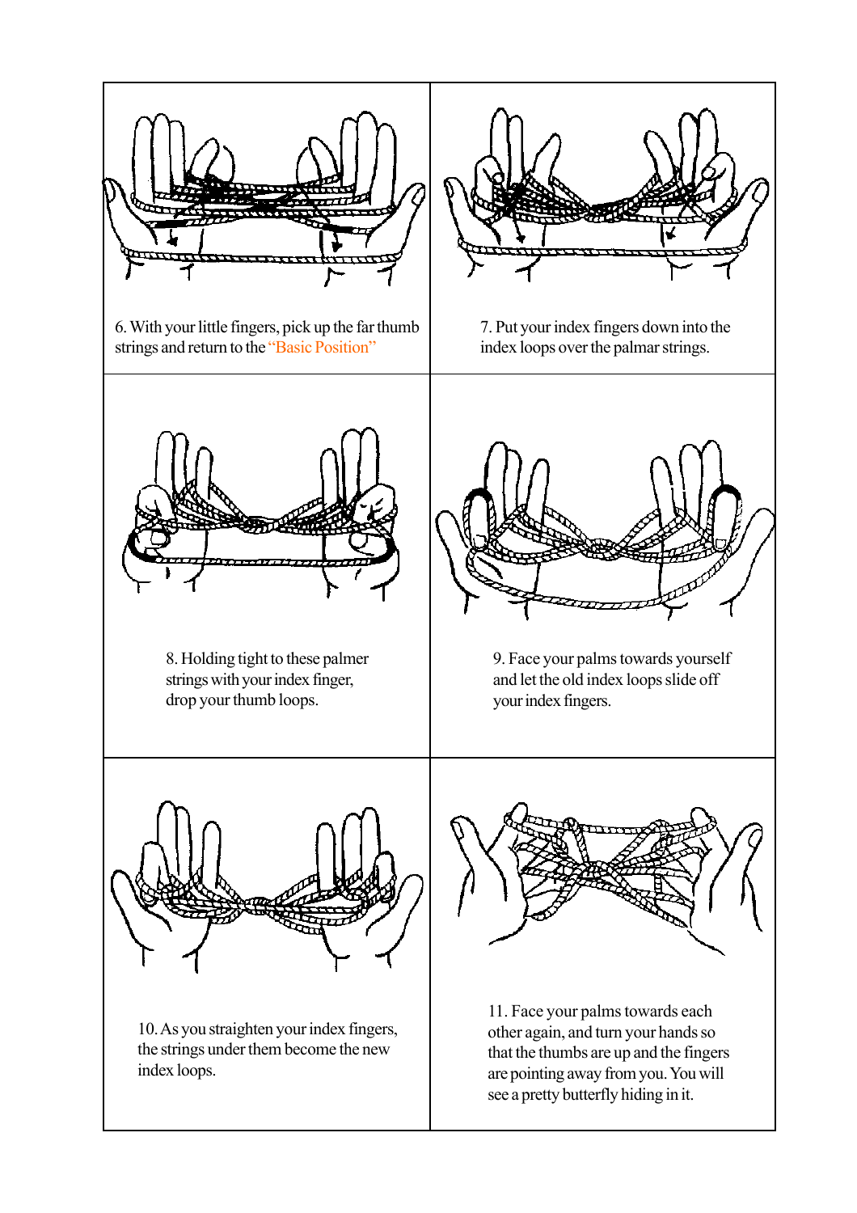6. With your little fingers, pick up the far thumb strings and return to the "Basic Position"

7. Put your index fingers down into the index loops over the palmar strings.

8. Holding tight to these palmer strings with your index finger, drop your thumb loops.

9. Face your palms towards yourself and let the old index loops slide off your index fingers.

10. As you straighten your index fingers, the strings under them become the new index loops.

11. Face your palms towards each other again, and turn your hands so that the thumbs are up and the fingers are pointing away from you. You will see a pretty butterfly hiding in it.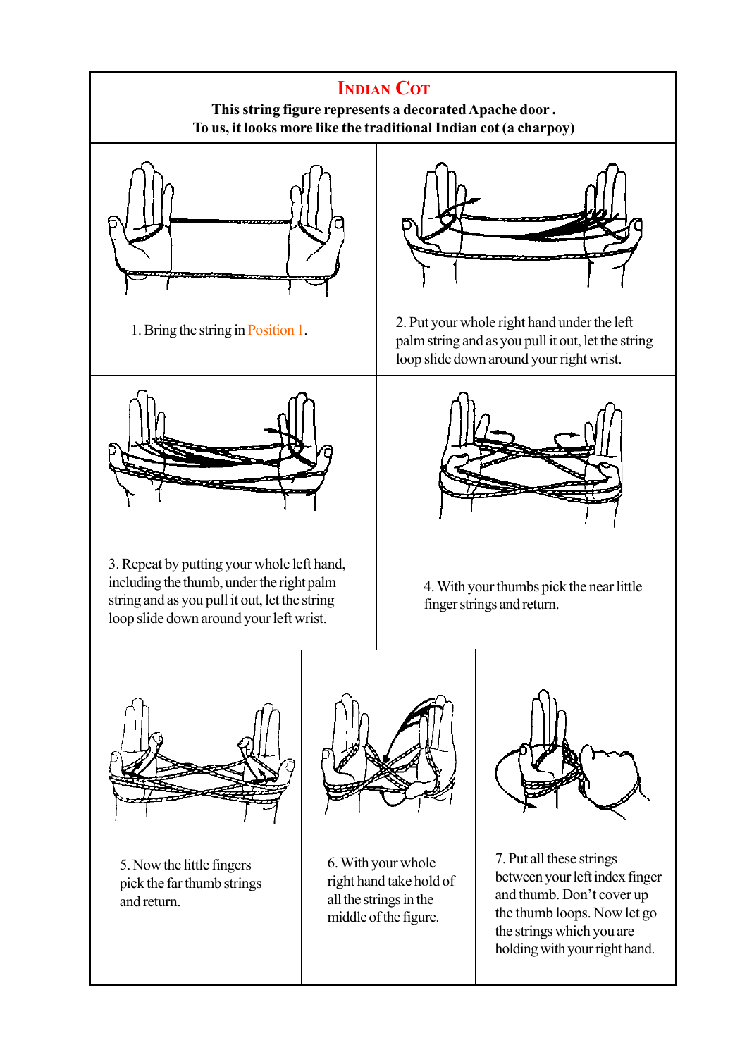# Indian Cot

**This string figure represents a decorated Apache door .**
**To us, it looks more like the traditional Indian cot (a charpoy)**

1. Bring the string in Position 1.

2. Put your whole right hand under the left palm string and as you pull it out, let the string loop slide down around your right wrist.

3. Repeat by putting your whole left hand, including the thumb, under the right palm string and as you pull it out, let the string loop slide down around your left wrist.

4. With your thumbs pick the near little finger strings and return.

5. Now the little fingers pick the far thumb strings and return.

6. With your whole right hand take hold of all the strings in the middle of the figure.

7. Put all these strings between your left index finger and thumb. Don't cover up the thumb loops. Now let go the strings which you are holding with your right hand.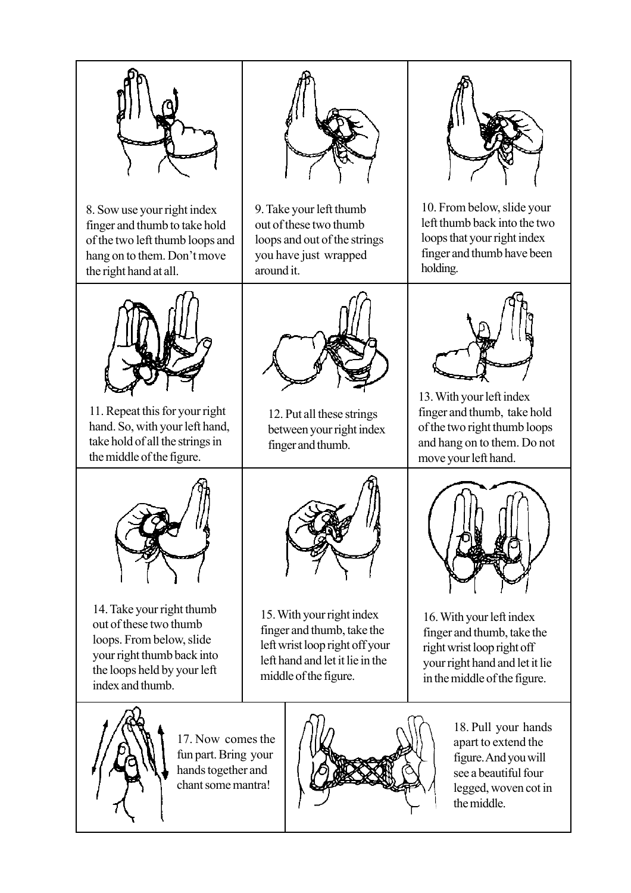8. Sow use your right index finger and thumb to take hold of the two left thumb loops and hang on to them. Don't move the right hand at all.

9. Take your left thumb out of these two thumb loops and out of the strings you have just wrapped around it.

10. From below, slide your left thumb back into the two loops that your right index finger and thumb have been holding.

11. Repeat this for your right hand. So, with your left hand, take hold of all the strings in the middle of the figure.

12. Put all these strings between your right index finger and thumb.

13. With your left index finger and thumb, take hold of the two right thumb loops and hang on to them. Do not move your left hand.

14. Take your right thumb out of these two thumb loops. From below, slide your right thumb back into the loops held by your left index and thumb.

15. With your right index finger and thumb, take the left wrist loop right off your left hand and let it lie in the middle of the figure.

16. With your left index finger and thumb, take the right wrist loop right off your right hand and let it lie in the middle of the figure.

17. Now comes the fun part. Bring your hands together and chant some mantra!

18. Pull your hands apart to extend the figure. And you will see a beautiful four legged, woven cot in the middle.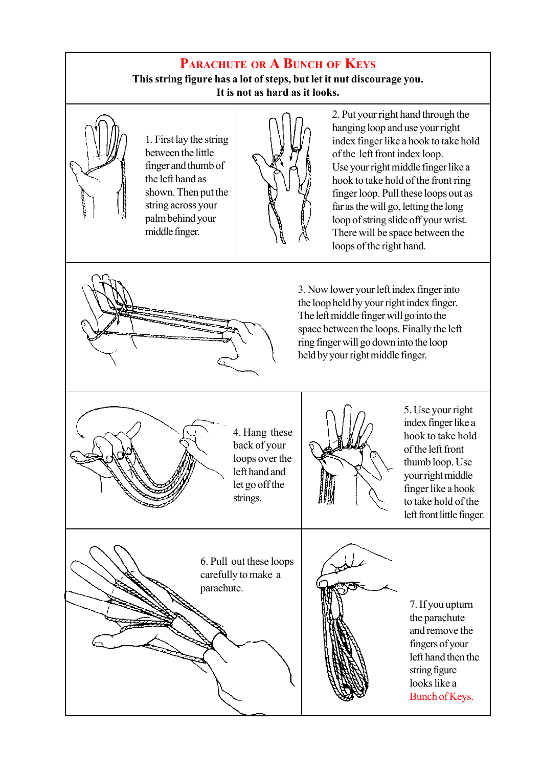# Parachute or A Bunch of Keys

**This string figure has a lot of steps, but let it nut discourage you. It is not as hard as it looks.**

1. First lay the string between the little finger and thumb of the left hand as shown. Then put the string across your palm behind your middle finger.

2. Put your right hand through the hanging loop and use your right index finger like a hook to take hold of the left front index loop. Use your right middle finger like a hook to take hold of the front ring finger loop. Pull these loops out as far as the will go, letting the long loop of string slide off your wrist. There will be space between the loops of the right hand.

3. Now lower your left index finger into the loop held by your right index finger. The left middle finger will go into the space between the loops. Finally the left ring finger will go down into the loop held by your right middle finger.

4. Hang these back of your loops over the left hand and let go off the strings.

5. Use your right index finger like a hook to take hold of the left front thumb loop. Use your right middle finger like a hook to take hold of the left front little finger.

6. Pull out these loops carefully to make a parachute.

7. If you upturn the parachute and remove the fingers of your left hand then the string figure looks like a Bunch of Keys.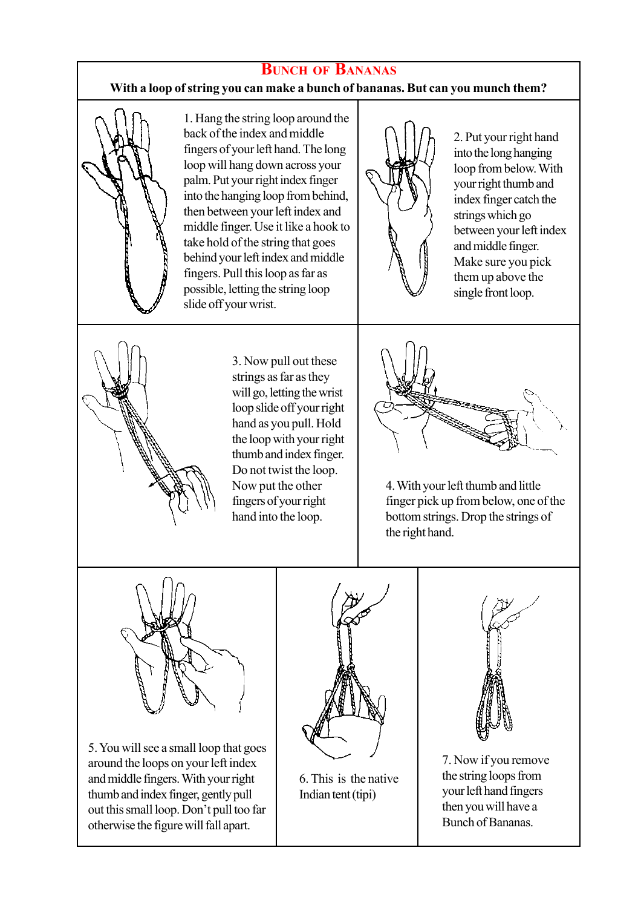# Bunch of Bananas

**With a loop of string you can make a bunch of bananas. But can you munch them?**

1. Hang the string loop around the back of the index and middle fingers of your left hand. The long loop will hang down across your palm. Put your right index finger into the hanging loop from behind, then between your left index and middle finger. Use it like a hook to take hold of the string that goes behind your left index and middle fingers. Pull this loop as far as possible, letting the string loop slide off your wrist.

2. Put your right hand into the long hanging loop from below. With your right thumb and index finger catch the strings which go between your left index and middle finger. Make sure you pick them up above the single front loop.

3. Now pull out these strings as far as they will go, letting the wrist loop slide off your right hand as you pull. Hold the loop with your right thumb and index finger. Do not twist the loop. Now put the other fingers of your right hand into the loop.

4. With your left thumb and little finger pick up from below, one of the bottom strings. Drop the strings of the right hand.

5. You will see a small loop that goes around the loops on your left index and middle fingers. With your right thumb and index finger, gently pull out this small loop. Don't pull too far otherwise the figure will fall apart.

6. This is the native Indian tent (tipi)

7. Now if you remove the string loops from your left hand fingers then you will have a Bunch of Bananas.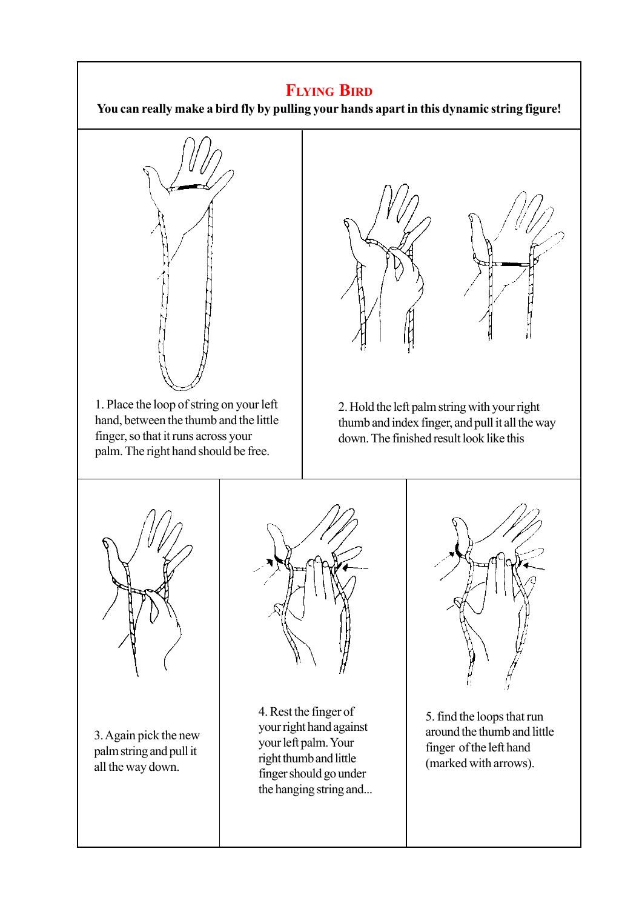# Flying Bird

**You can really make a bird fly by pulling your hands apart in this dynamic string figure!**

1. Place the loop of string on your left hand, between the thumb and the little finger, so that it runs across your palm. The right hand should be free.

2. Hold the left palm string with your right thumb and index finger, and pull it all the way down. The finished result look like this

3. Again pick the new palm string and pull it all the way down.

4. Rest the finger of your right hand against your left palm. Your right thumb and little finger should go under the hanging string and...

5. find the loops that run around the thumb and little finger of the left hand (marked with arrows).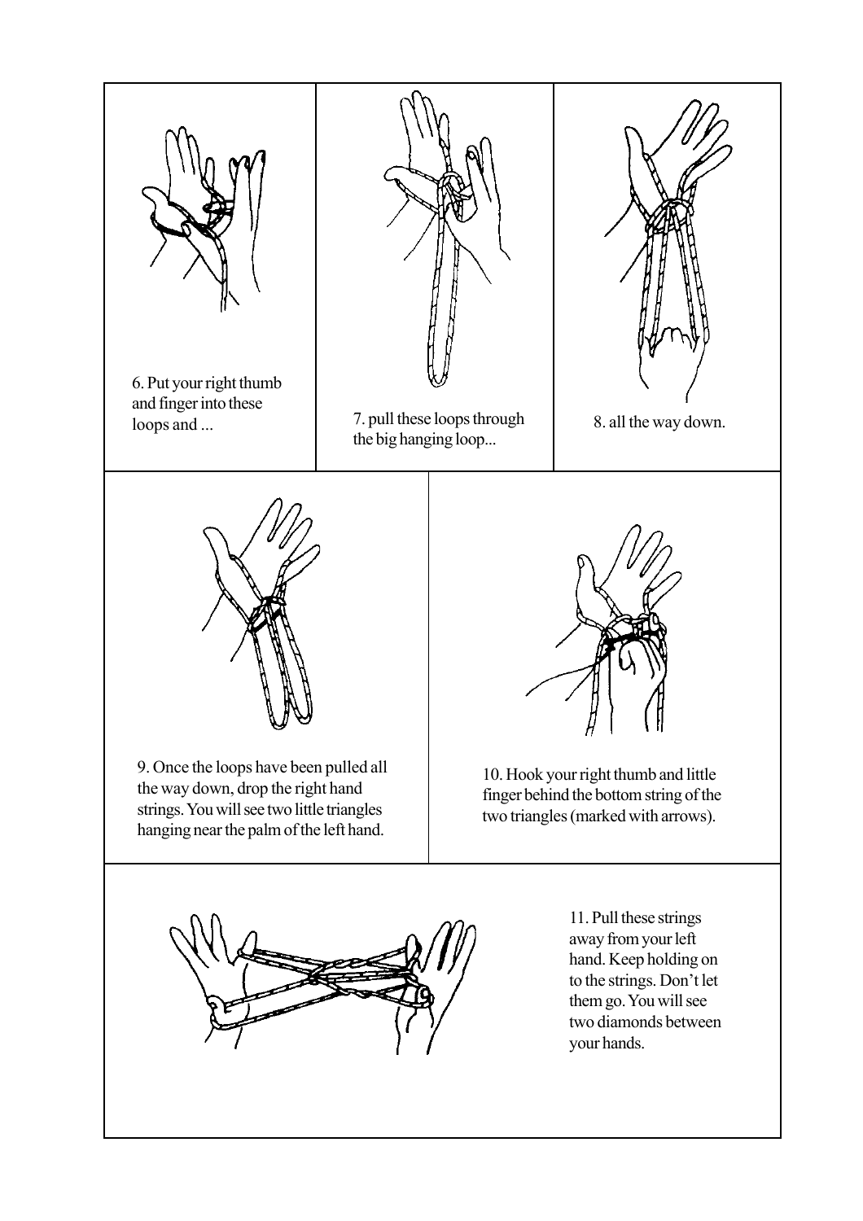6. Put your right thumb and finger into these loops and ...

7. pull these loops through the big hanging loop...

8. all the way down.

9. Once the loops have been pulled all the way down, drop the right hand strings. You will see two little triangles hanging near the palm of the left hand.

10. Hook your right thumb and little finger behind the bottom string of the two triangles (marked with arrows).

11. Pull these strings away from your left hand. Keep holding on to the strings. Don't let them go. You will see two diamonds between your hands.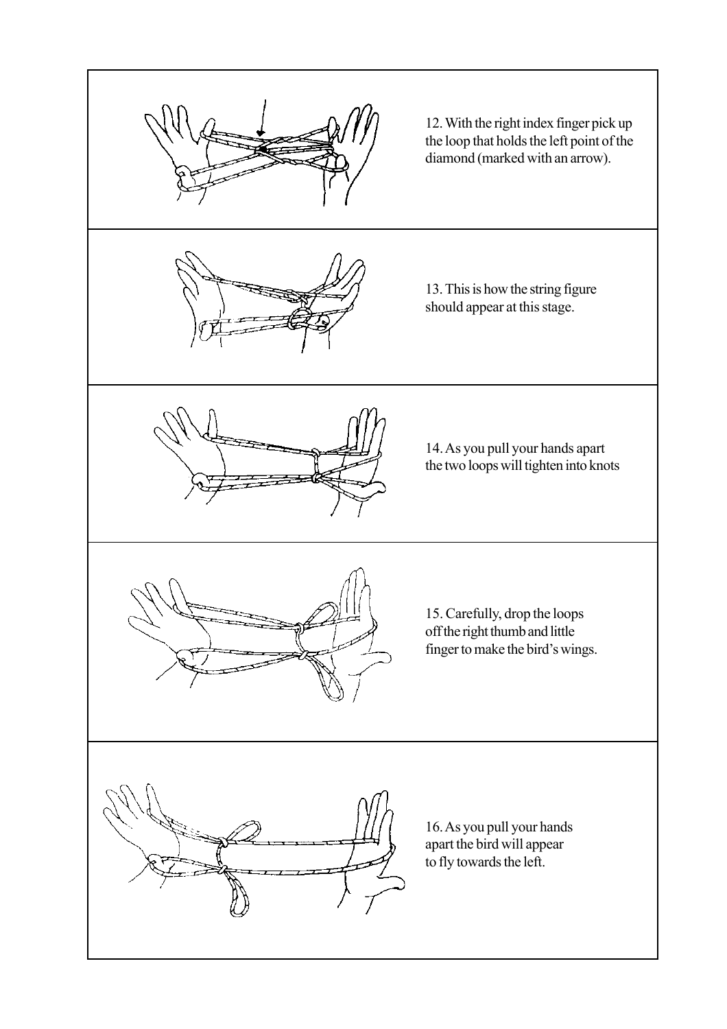12. With the right index finger pick up the loop that holds the left point of the diamond (marked with an arrow).

13. This is how the string figure should appear at this stage.

14. As you pull your hands apart the two loops will tighten into knots

15. Carefully, drop the loops off the right thumb and little finger to make the bird's wings.

16. As you pull your hands apart the bird will appear to fly towards the left.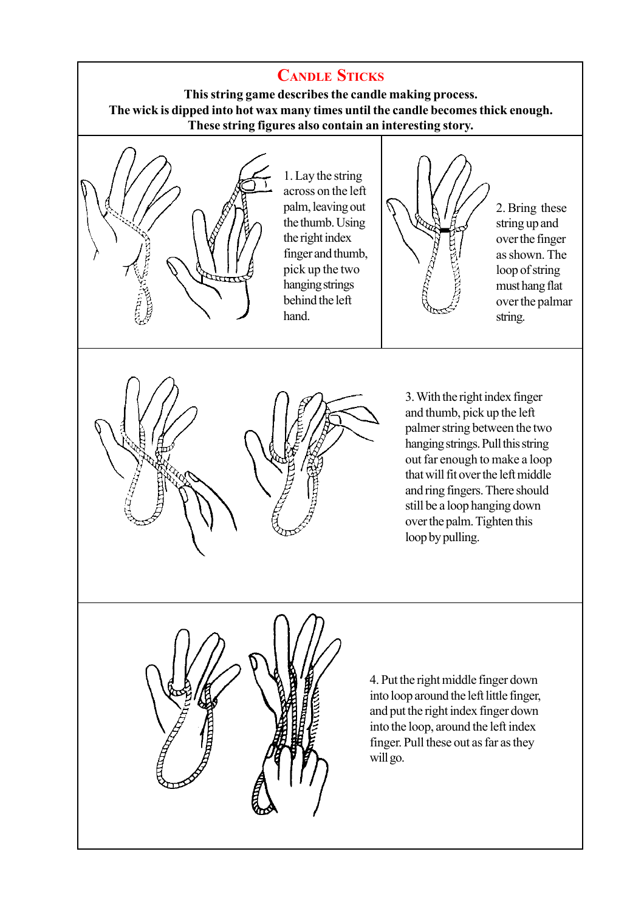# Candle Sticks

**This string game describes the candle making process.**
**The wick is dipped into hot wax many times until the candle becomes thick enough.**
**These string figures also contain an interesting story.**

1. Lay the string across on the left palm, leaving out the thumb. Using the right index finger and thumb, pick up the two hanging strings behind the left hand.

2. Bring these string up and over the finger as shown. The loop of string must hang flat over the palmar string.

3. With the right index finger and thumb, pick up the left palmer string between the two hanging strings. Pull this string out far enough to make a loop that will fit over the left middle and ring fingers. There should still be a loop hanging down over the palm. Tighten this loop by pulling.

4. Put the right middle finger down into loop around the left little finger, and put the right index finger down into the loop, around the left index finger. Pull these out as far as they will go.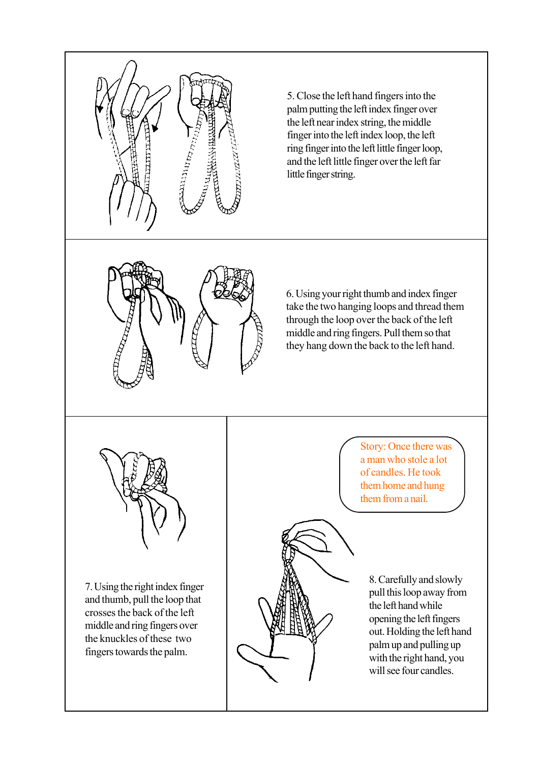5. Close the left hand fingers into the palm putting the left index finger over the left near index string, the middle finger into the left index loop, the left ring finger into the left little finger loop, and the left little finger over the left far little finger string.

6. Using your right thumb and index finger take the two hanging loops and thread them through the loop over the back of the left middle and ring fingers. Pull them so that they hang down the back to the left hand.

7. Using the right index finger and thumb, pull the loop that crosses the back of the left middle and ring fingers over the knuckles of these two fingers towards the palm.

Story: Once there was a man who stole a lot of candles. He took them home and hung them from a nail.

8. Carefully and slowly pull this loop away from the left hand while opening the left fingers out. Holding the left hand palm up and pulling up with the right hand, you will see four candles.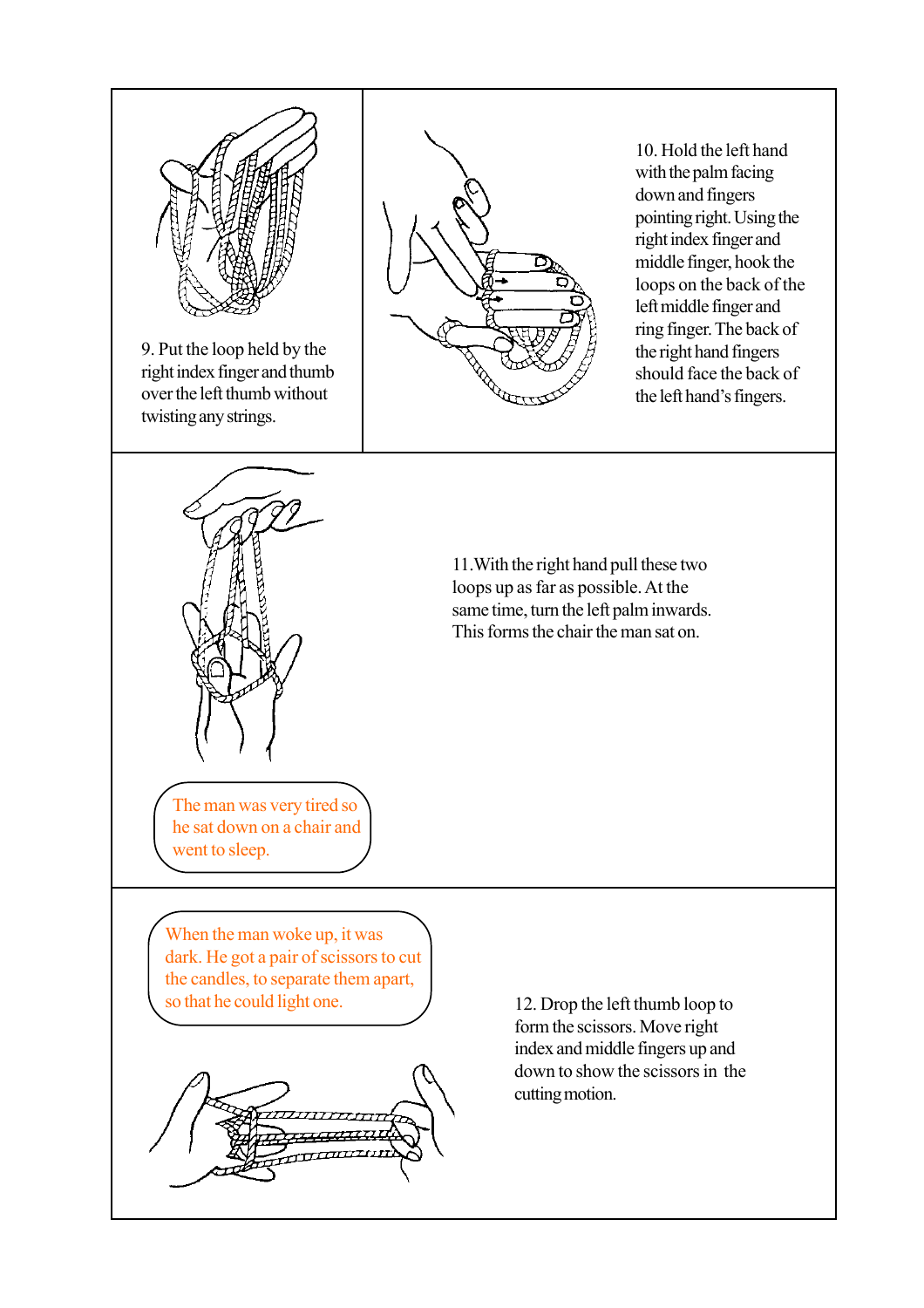9. Put the loop held by the right index finger and thumb over the left thumb without twisting any strings.

10. Hold the left hand with the palm facing down and fingers pointing right. Using the right index finger and middle finger, hook the loops on the back of the left middle finger and ring finger. The back of the right hand fingers should face the back of the left hand's fingers.

11. With the right hand pull these two loops up as far as possible. At the same time, turn the left palm inwards. This forms the chair the man sat on.

The man was very tired so he sat down on a chair and went to sleep.

When the man woke up, it was dark. He got a pair of scissors to cut the candles, to separate them apart, so that he could light one.

12. Drop the left thumb loop to form the scissors. Move right index and middle fingers up and down to show the scissors in the cutting motion.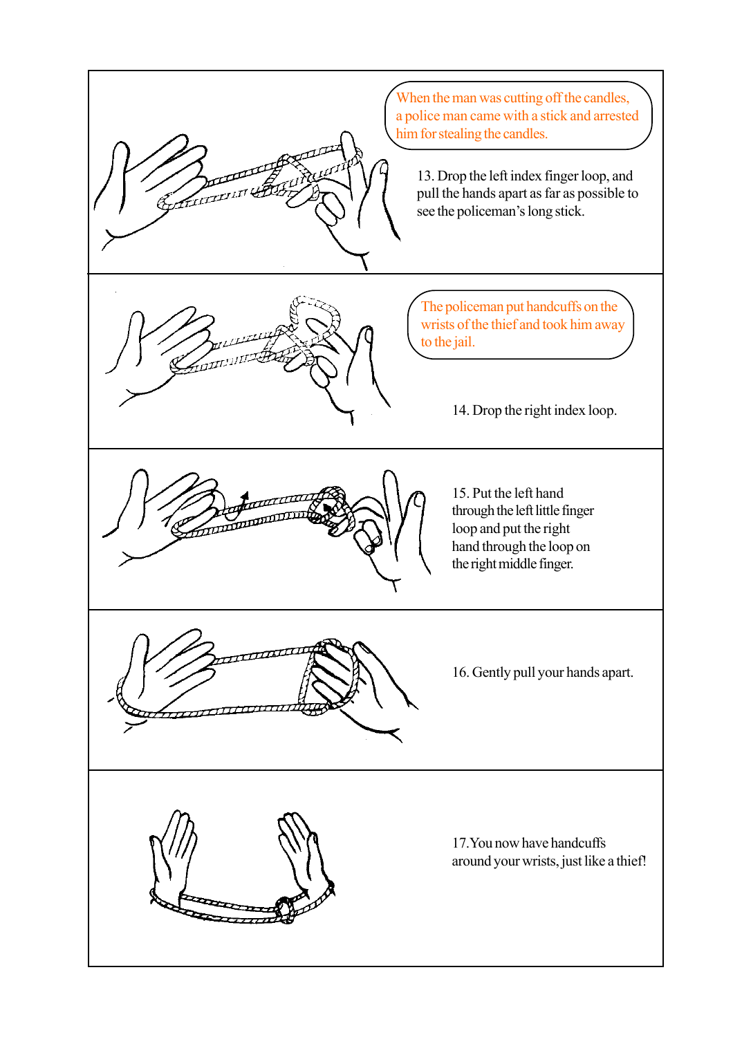When the man was cutting off the candles, a police man came with a stick and arrested him for stealing the candles.

13. Drop the left index finger loop, and pull the hands apart as far as possible to see the policeman's long stick.

The policeman put handcuffs on the wrists of the thief and took him away to the jail.

14. Drop the right index loop.

15. Put the left hand through the left little finger loop and put the right hand through the loop on the right middle finger.

16. Gently pull your hands apart.

17. You now have handcuffs around your wrists, just like a thief!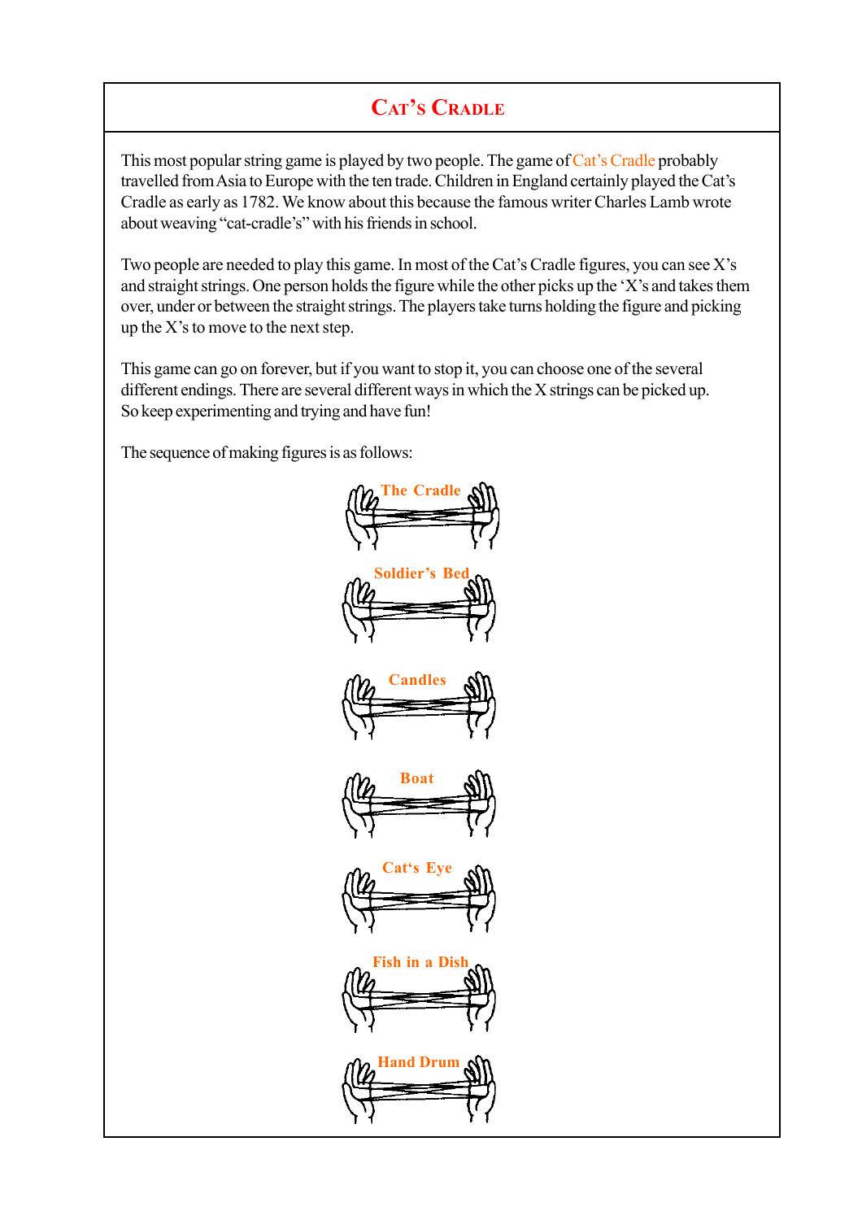# Cat's Cradle

This most popular string game is played by two people. The game of Cat's Cradle probably travelled from Asia to Europe with the ten trade. Children in England certainly played the Cat's Cradle as early as 1782. We know about this because the famous writer Charles Lamb wrote about weaving "cat-cradle's" with his friends in school.

Two people are needed to play this game. In most of the Cat's Cradle figures, you can see X's and straight strings. One person holds the figure while the other picks up the 'X's and takes them over, under or between the straight strings. The players take turns holding the figure and picking up the X's to move to the next step.

This game can go on forever, but if you want to stop it, you can choose one of the several different endings. There are several different ways in which the X strings can be picked up. So keep experimenting and trying and have fun!

The sequence of making figures is as follows:

**The Cradle**

**Soldier's Bed**

**Candles**

**Boat**

**Cat's Eye**

**Fish in a Dish**

**Hand Drum**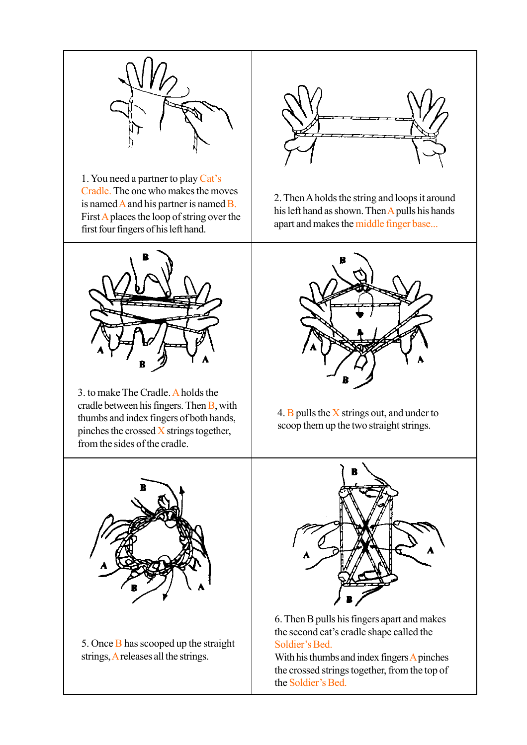1. You need a partner to play Cat's Cradle. The one who makes the moves is named A and his partner is named B. First A places the loop of string over the first four fingers of his left hand.

2. Then A holds the string and loops it around his left hand as shown. Then A pulls his hands apart and makes the middle finger base...

3. to make The Cradle. A holds the cradle between his fingers. Then B, with thumbs and index fingers of both hands, pinches the crossed X strings together, from the sides of the cradle.

4. B pulls the X strings out, and under to scoop them up the two straight strings.

5. Once B has scooped up the straight strings, A releases all the strings.

6. Then B pulls his fingers apart and makes the second cat's cradle shape called the Soldier's Bed.
With his thumbs and index fingers A pinches the crossed strings together, from the top of the Soldier's Bed.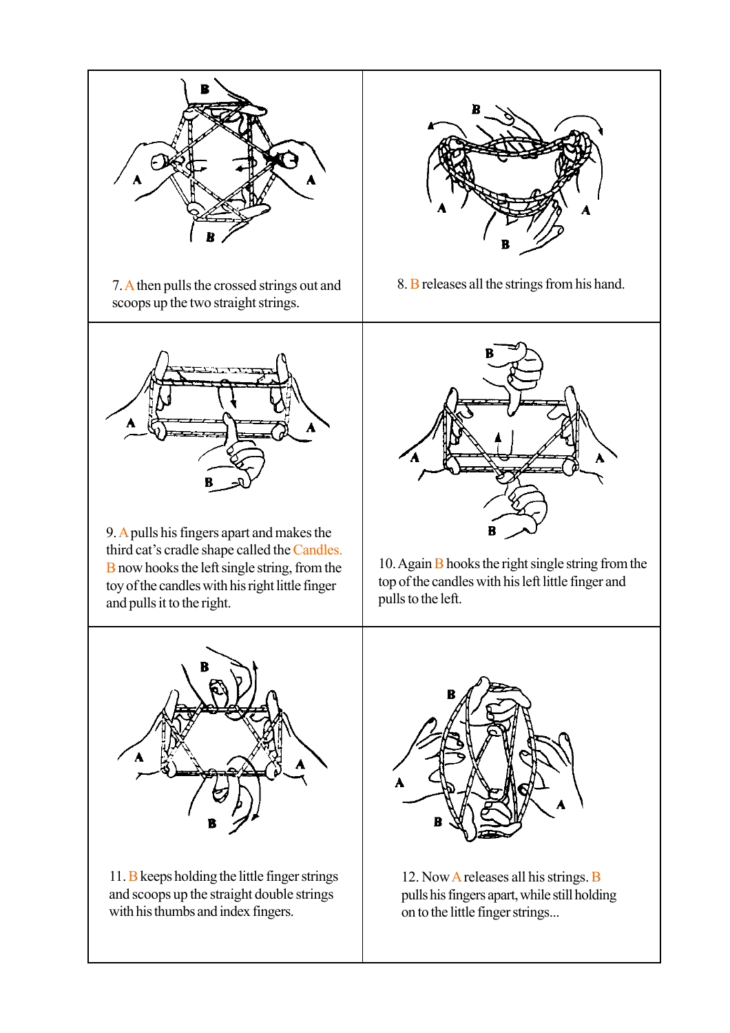7. A then pulls the crossed strings out and scoops up the two straight strings.

8. B releases all the strings from his hand.

9. A pulls his fingers apart and makes the third cat's cradle shape called the Candles. B now hooks the left single string, from the toy of the candles with his right little finger and pulls it to the right.

10. Again B hooks the right single string from the top of the candles with his left little finger and pulls to the left.

11. B keeps holding the little finger strings and scoops up the straight double strings with his thumbs and index fingers.

12. Now A releases all his strings. B pulls his fingers apart, while still holding on to the little finger strings...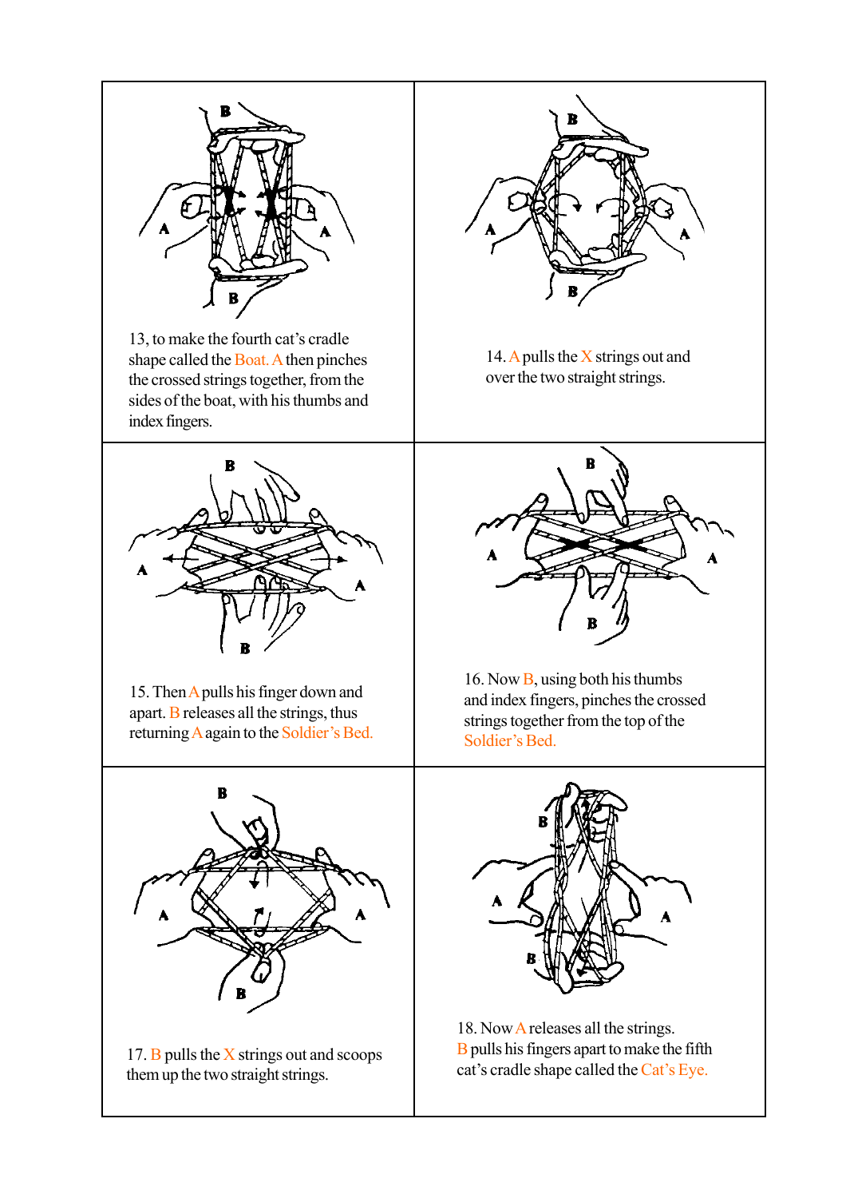13, to make the fourth cat's cradle shape called the Boat. A then pinches the crossed strings together, from the sides of the boat, with his thumbs and index fingers.

14. A pulls the X strings out and over the two straight strings.

15. Then A pulls his finger down and apart. B releases all the strings, thus returning A again to the Soldier's Bed.

16. Now B, using both his thumbs and index fingers, pinches the crossed strings together from the top of the Soldier's Bed.

17. B pulls the X strings out and scoops them up the two straight strings.

18. Now A releases all the strings. B pulls his fingers apart to make the fifth cat's cradle shape called the Cat's Eye.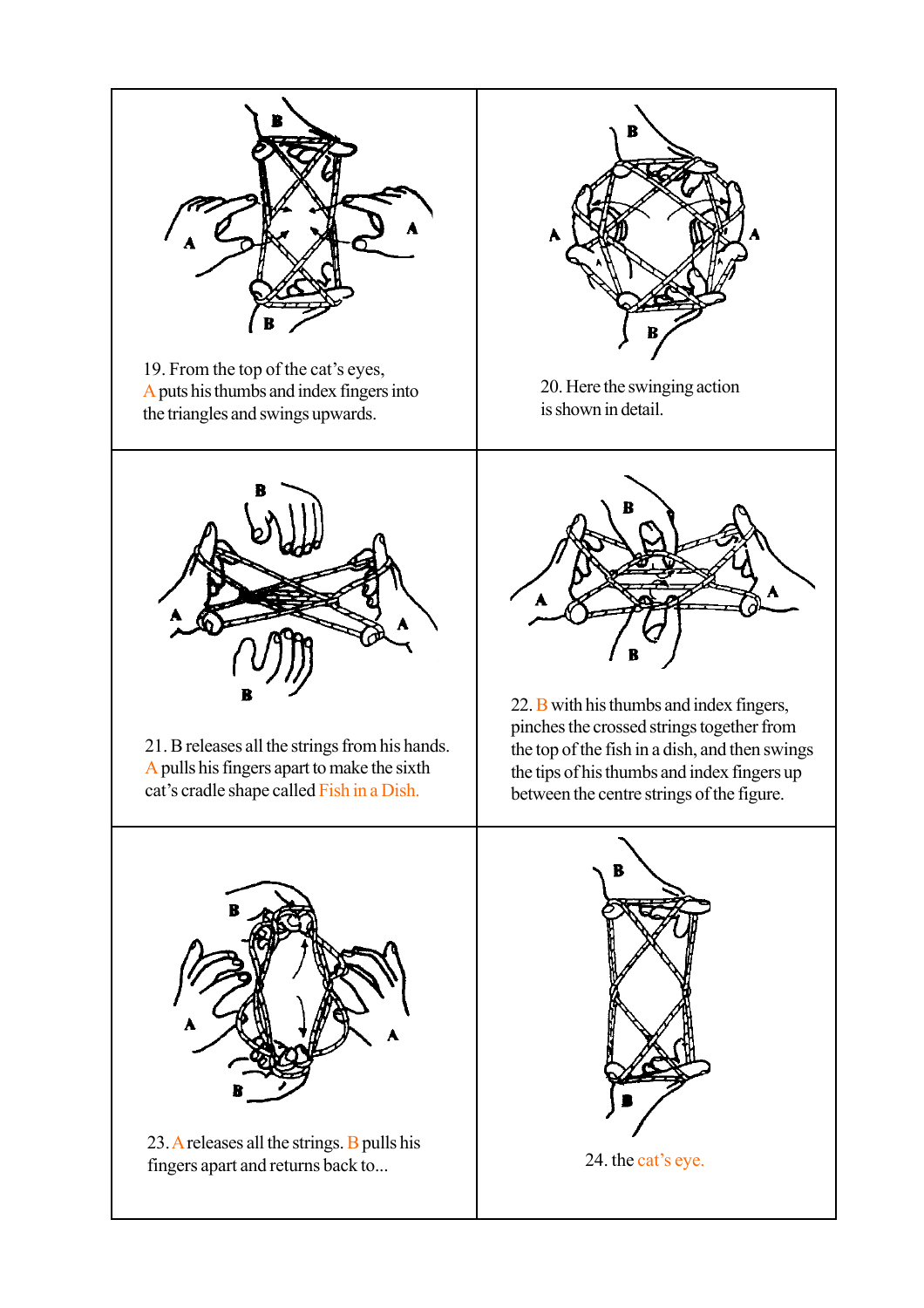19. From the top of the cat's eyes, A puts his thumbs and index fingers into the triangles and swings upwards.

20. Here the swinging action is shown in detail.

21. B releases all the strings from his hands. A pulls his fingers apart to make the sixth cat's cradle shape called Fish in a Dish.

22. B with his thumbs and index fingers, pinches the crossed strings together from the top of the fish in a dish, and then swings the tips of his thumbs and index fingers up between the centre strings of the figure.

23. A releases all the strings. B pulls his fingers apart and returns back to...

24. the cat's eye.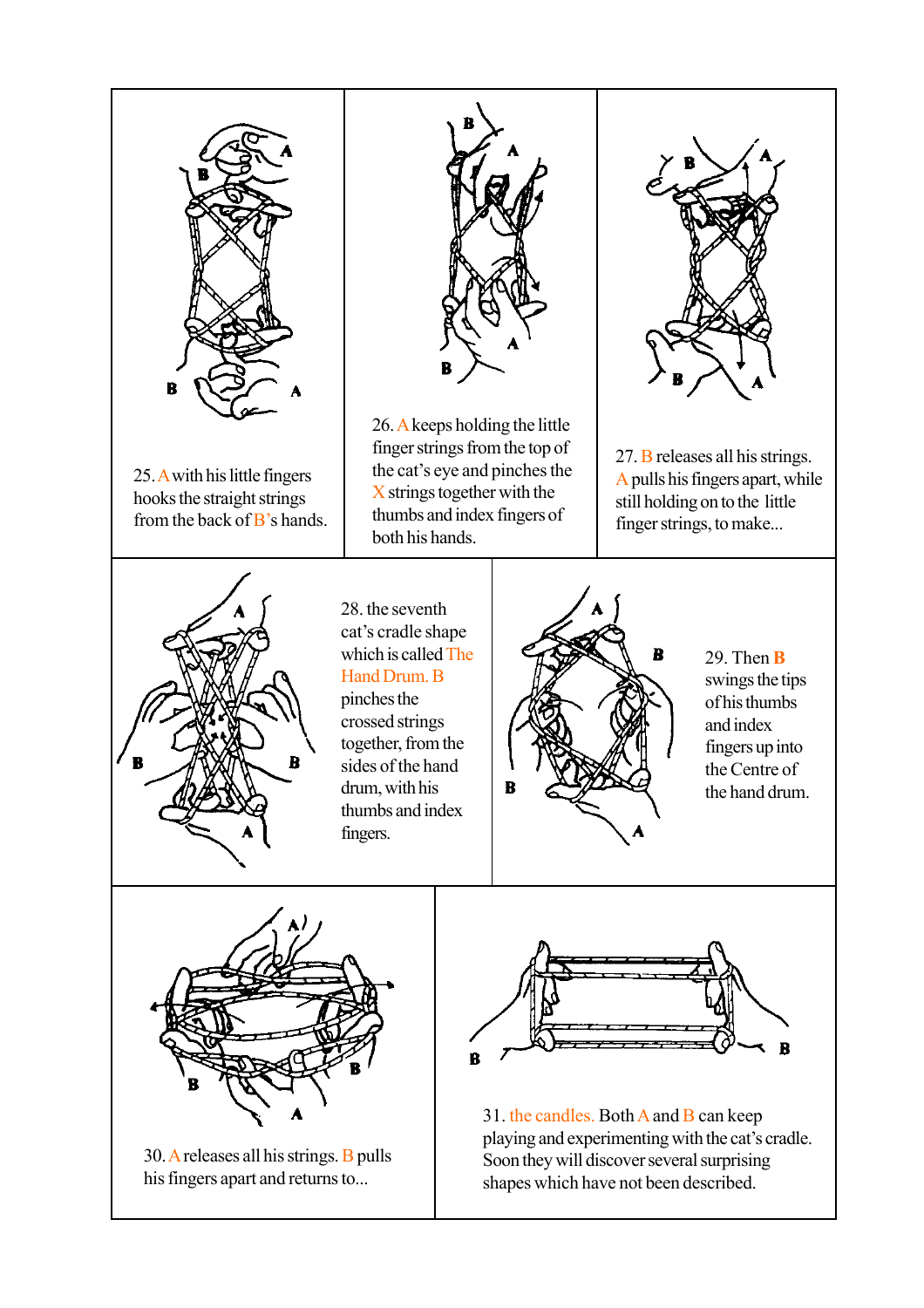25. A with his little fingers hooks the straight strings from the back of B's hands.

26. A keeps holding the little finger strings from the top of the cat's eye and pinches the X strings together with the thumbs and index fingers of both his hands.

27. B releases all his strings. A pulls his fingers apart, while still holding on to the little finger strings, to make...

28. the seventh cat's cradle shape which is called The Hand Drum. B pinches the crossed strings together, from the sides of the hand drum, with his thumbs and index fingers.

29. Then **B** swings the tips of his thumbs and index fingers up into the Centre of the hand drum.

30. A releases all his strings. B pulls his fingers apart and returns to...

31. the candles. Both A and B can keep playing and experimenting with the cat's cradle. Soon they will discover several surprising shapes which have not been described.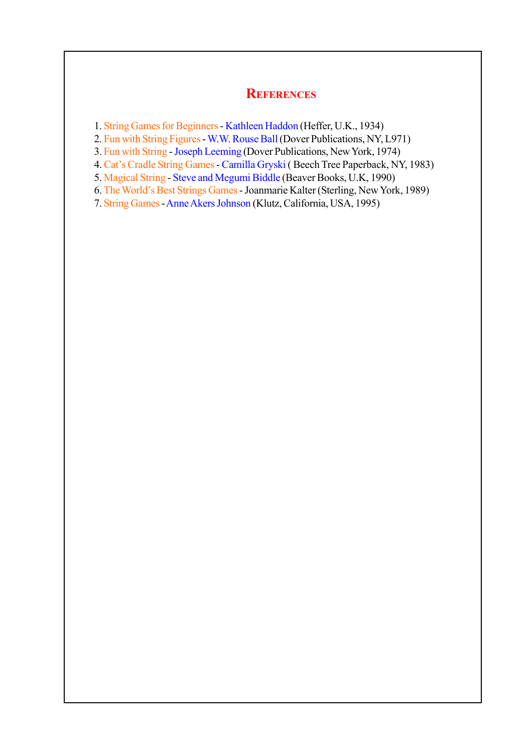# REFERENCES

1. String Games for Beginners - Kathleen Haddon (Heffer, U.K., 1934)
2. Fun with String Figures - W.W. Rouse Ball (Dover Publications, NY, L971)
3. Fun with String - Joseph Leeming (Dover Publications, New York, 1974)
4. Cat's Cradle String Games - Camilla Gryski ( Beech Tree Paperback, NY, 1983)
5. Magical String - Steve and Megumi Biddle (Beaver Books, U.K, 1990)
6. The World's Best Strings Games - Joanmarie Kalter (Sterling, New York, 1989)
7. String Games - Anne Akers Johnson (Klutz, California, USA, 1995)